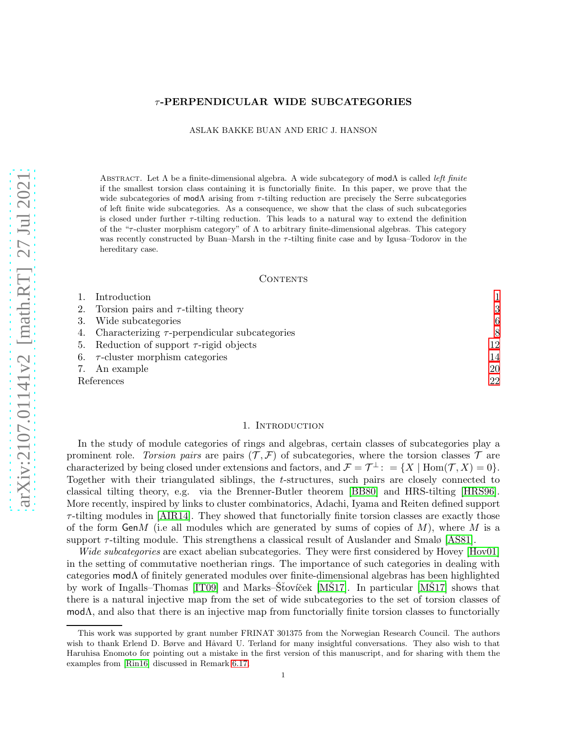# $\tau$-PERPENDICULAR WIDE SUBCATEGORIES

ASLAK BAKKE BUAN AND ERIC J. HANSON

Abstract. Let $\Lambda$ be a finite-dimensional algebra. A wide subcategory of $\mathsf{mod}\Lambda$ is called *left finite* if the smallest torsion class containing it is functorially finite. In this paper, we prove that the wide subcategories of $\mathsf{mod}\Lambda$ arising from $\tau$-tilting reduction are precisely the Serre subcategories of left finite wide subcategories. As a consequence, we show that the class of such subcategories is closed under further $\tau$-tilting reduction. This leads to a natural way to extend the definition of the "$\tau$-cluster morphism category" of $\Lambda$ to arbitrary finite-dimensional algebras. This category was recently constructed by Buan–Marsh in the $\tau$-tilting finite case and by Igusa–Todorov in the hereditary case.

## Contents

1. Introduction 1
2. Torsion pairs and $\tau$-tilting theory 3
3. Wide subcategories 6
4. Characterizing $\tau$-perpendicular subcategories 8
5. Reduction of support $\tau$-rigid objects 12
6. $\tau$-cluster morphism categories 14
7. An example 20

References 22

## 1. Introduction

In the study of module categories of rings and algebras, certain classes of subcategories play a prominent role. *Torsion pairs* are pairs $(\mathcal{T}, \mathcal{F})$ of subcategories, where the torsion classes $\mathcal{T}$ are characterized by being closed under extensions and factors, and $\mathcal{F} = \mathcal{T}^{\perp} := \{X \mid \mathrm{Hom}(\mathcal{T}, X) = 0\}$. Together with their triangulated siblings, the $t$-structures, such pairs are closely connected to classical tilting theory, e.g. via the Brenner-Butler theorem [BB80] and HRS-tilting [HRS96]. More recently, inspired by links to cluster combinatorics, Adachi, Iyama and Reiten defined support $\tau$-tilting modules in [AIR14]. They showed that functorially finite torsion classes are exactly those of the form $\mathsf{Gen}M$ (i.e all modules which are generated by sums of copies of $M$), where $M$ is a support $\tau$-tilting module. This strengthens a classical result of Auslander and Smalø [AS81].

*Wide subcategories* are exact abelian subcategories. They were first considered by Hovey [Hov01] in the setting of commutative noetherian rings. The importance of such categories in dealing with categories $\mathsf{mod}\Lambda$ of finitely generated modules over finite-dimensional algebras has been highlighted by work of Ingalls–Thomas [IT09] and Marks–Šťovíček [MŠ17]. In particular [MŠ17] shows that there is a natural injective map from the set of wide subcategories to the set of torsion classes of $\mathsf{mod}\Lambda$, and also that there is an injective map from functorially finite torsion classes to functorially

---

This work was supported by grant number FRINAT 301375 from the Norwegian Research Council. The authors wish to thank Erlend D. Børve and Håvard U. Terland for many insightful conversations. They also wish to that Haruhisa Enomoto for pointing out a mistake in the first version of this manuscript, and for sharing with them the examples from [Rin16] discussed in Remark 6.17.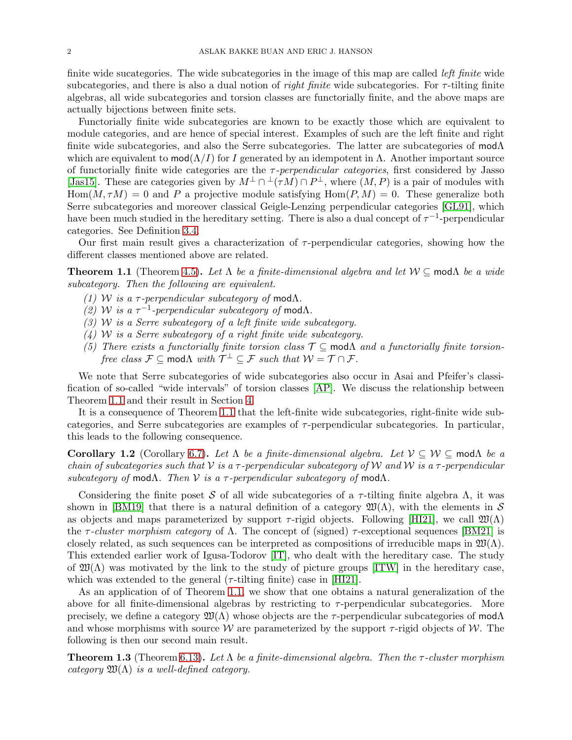finite wide sucategories. The wide subcategories in the image of this map are called *left finite* wide subcategories, and there is also a dual notion of *right finite* wide subcategories. For $\tau$-tilting finite algebras, all wide subcategories and torsion classes are functorially finite, and the above maps are actually bijections between finite sets.

Functorially finite wide subcategories are known to be exactly those which are equivalent to module categories, and are hence of special interest. Examples of such are the left finite and right finite wide subcategories, and also the Serre subcategories. The latter are subcategories of $\mathsf{mod}\Lambda$ which are equivalent to $\mathsf{mod}(\Lambda/I)$ for $I$ generated by an idempotent in $\Lambda$. Another important source of functorially finite wide categories are the *$\tau$-perpendicular categories*, first considered by Jasso [Jas15]. These are categories given by $M^{\perp} \cap {}^{\perp}(\tau M) \cap P^{\perp}$, where $(M, P)$ is a pair of modules with $\mathrm{Hom}(M, \tau M) = 0$ and $P$ a projective module satisfying $\mathrm{Hom}(P, M) = 0$. These generalize both Serre subcategories and moreover classical Geigle-Lenzing perpendicular categories [GL91], which have been much studied in the hereditary setting. There is also a dual concept of $\tau^{-1}$-perpendicular categories. See Definition 3.4.

Our first main result gives a characterization of $\tau$-perpendicular categories, showing how the different classes mentioned above are related.

**Theorem 1.1** (Theorem 4.5)**.** *Let $\Lambda$ be a finite-dimensional algebra and let $\mathcal{W} \subseteq \mathsf{mod}\Lambda$ be a wide subcategory. Then the following are equivalent.*

*(1) $\mathcal{W}$ is a $\tau$-perpendicular subcategory of $\mathsf{mod}\Lambda$.*
*(2) $\mathcal{W}$ is a $\tau^{-1}$-perpendicular subcategory of $\mathsf{mod}\Lambda$.*
*(3) $\mathcal{W}$ is a Serre subcategory of a left finite wide subcategory.*
*(4) $\mathcal{W}$ is a Serre subcategory of a right finite wide subcategory.*
*(5) There exists a functorially finite torsion class $\mathcal{T} \subseteq \mathsf{mod}\Lambda$ and a functorially finite torsion-free class $\mathcal{F} \subseteq \mathsf{mod}\Lambda$ with $\mathcal{T}^{\perp} \subseteq \mathcal{F}$ such that $\mathcal{W} = \mathcal{T} \cap \mathcal{F}$.*

We note that Serre subcategories of wide subcategories also occur in Asai and Pfeifer's classification of so-called "wide intervals" of torsion classes [AP]. We discuss the relationship between Theorem 1.1 and their result in Section 4.

It is a consequence of Theorem 1.1 that the left-finite wide subcategories, right-finite wide subcategories, and Serre subcategories are examples of $\tau$-perpendicular subcategories. In particular, this leads to the following consequence.

**Corollary 1.2** (Corollary 6.7)**.** *Let $\Lambda$ be a finite-dimensional algebra. Let $\mathcal{V} \subseteq \mathcal{W} \subseteq \mathsf{mod}\Lambda$ be a chain of subcategories such that $\mathcal{V}$ is a $\tau$-perpendicular subcategory of $\mathcal{W}$ and $\mathcal{W}$ is a $\tau$-perpendicular subcategory of $\mathsf{mod}\Lambda$. Then $\mathcal{V}$ is a $\tau$-perpendicular subcategory of $\mathsf{mod}\Lambda$.*

Considering the finite poset $\mathcal{S}$ of all wide subcategories of a $\tau$-tilting finite algebra $\Lambda$, it was shown in [BM19] that there is a natural definition of a category $\mathfrak{W}(\Lambda)$, with the elements in $\mathcal{S}$ as objects and maps parameterized by support $\tau$-rigid objects. Following [HI21], we call $\mathfrak{W}(\Lambda)$ the *$\tau$-cluster morphism category* of $\Lambda$. The concept of (signed) $\tau$-exceptional sequences [BM21] is closely related, as such sequences can be interpreted as compositions of irreducible maps in $\mathfrak{W}(\Lambda)$. This extended earlier work of Igusa-Todorov [IT], who dealt with the hereditary case. The study of $\mathfrak{W}(\Lambda)$ was motivated by the link to the study of picture groups [ITW] in the hereditary case, which was extended to the general ($\tau$-tilting finite) case in [HI21].

As an application of of Theorem 1.1, we show that one obtains a natural generalization of the above for all finite-dimensional algebras by restricting to $\tau$-perpendicular subcategories. More precisely, we define a category $\mathfrak{W}(\Lambda)$ whose objects are the $\tau$-perpendicular subcategories of $\mathsf{mod}\Lambda$ and whose morphisms with source $\mathcal{W}$ are parameterized by the support $\tau$-rigid objects of $\mathcal{W}$. The following is then our second main result.

**Theorem 1.3** (Theorem 6.13)**.** *Let $\Lambda$ be a finite-dimensional algebra. Then the $\tau$-cluster morphism category $\mathfrak{W}(\Lambda)$ is a well-defined category.*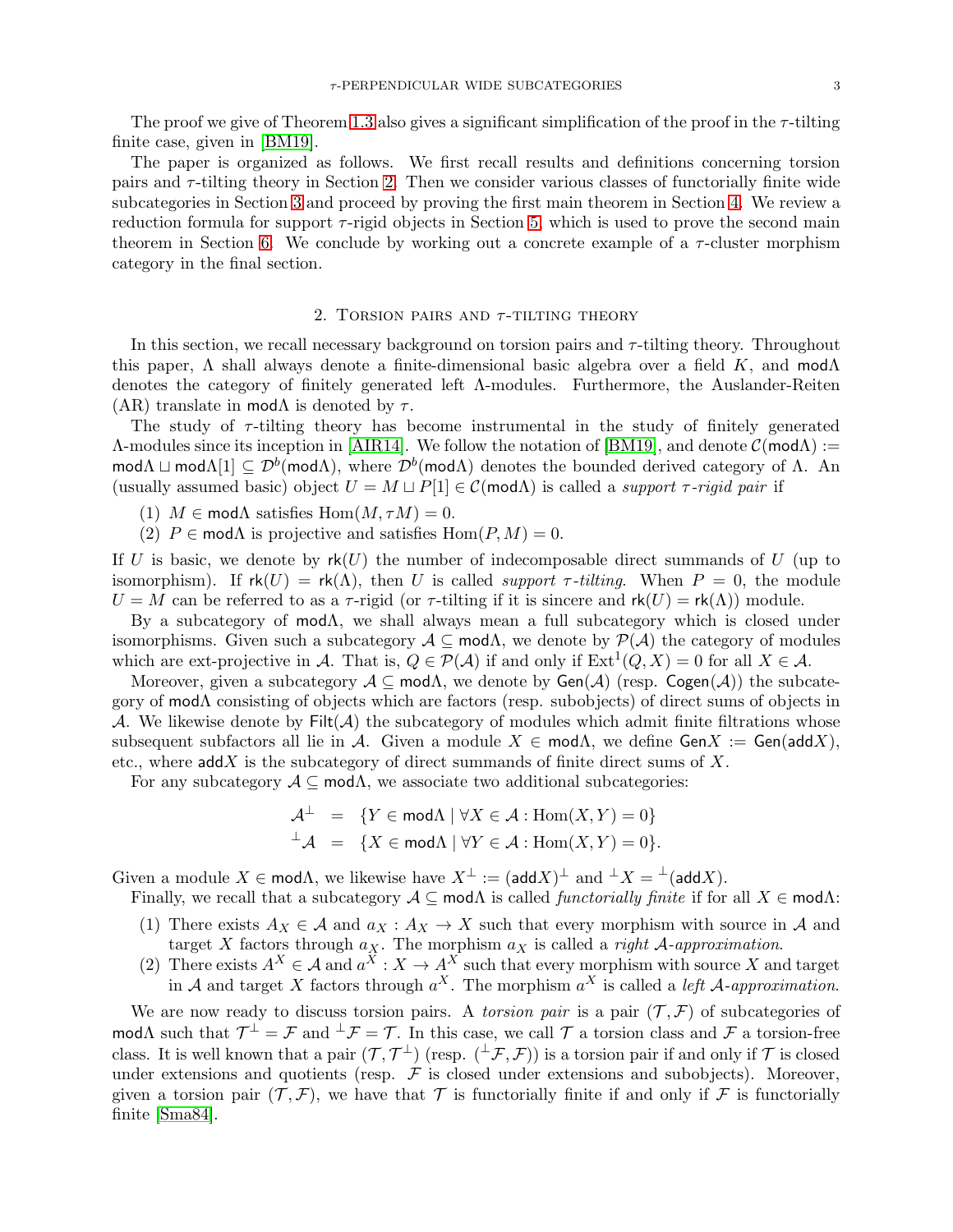The proof we give of Theorem 1.3 also gives a significant simplification of the proof in the $\tau$-tilting finite case, given in [BM19].

The paper is organized as follows. We first recall results and definitions concerning torsion pairs and $\tau$-tilting theory in Section 2. Then we consider various classes of functorially finite wide subcategories in Section 3 and proceed by proving the first main theorem in Section 4. We review a reduction formula for support $\tau$-rigid objects in Section 5, which is used to prove the second main theorem in Section 6. We conclude by working out a concrete example of a $\tau$-cluster morphism category in the final section.

## 2. Torsion pairs and $\tau$-tilting theory

In this section, we recall necessary background on torsion pairs and $\tau$-tilting theory. Throughout this paper, $\Lambda$ shall always denote a finite-dimensional basic algebra over a field $K$, and $\mathsf{mod}\Lambda$ denotes the category of finitely generated left $\Lambda$-modules. Furthermore, the Auslander-Reiten (AR) translate in $\mathsf{mod}\Lambda$ is denoted by $\tau$.

The study of $\tau$-tilting theory has become instrumental in the study of finitely generated $\Lambda$-modules since its inception in [AIR14]. We follow the notation of [BM19], and denote $\mathcal{C}(\mathsf{mod}\Lambda) := \mathsf{mod}\Lambda \sqcup \mathsf{mod}\Lambda[1] \subseteq \mathcal{D}^b(\mathsf{mod}\Lambda)$, where $\mathcal{D}^b(\mathsf{mod}\Lambda)$ denotes the bounded derived category of $\Lambda$. An (usually assumed basic) object $U = M \sqcup P[1] \in \mathcal{C}(\mathsf{mod}\Lambda)$ is called a *support $\tau$-rigid pair* if

(1) $M \in \mathsf{mod}\Lambda$ satisfies $\mathrm{Hom}(M, \tau M) = 0$.
(2) $P \in \mathsf{mod}\Lambda$ is projective and satisfies $\mathrm{Hom}(P, M) = 0$.

If $U$ is basic, we denote by $\mathsf{rk}(U)$ the number of indecomposable direct summands of $U$ (up to isomorphism). If $\mathsf{rk}(U) = \mathsf{rk}(\Lambda)$, then $U$ is called *support $\tau$-tilting*. When $P = 0$, the module $U = M$ can be referred to as a $\tau$-rigid (or $\tau$-tilting if it is sincere and $\mathsf{rk}(U) = \mathsf{rk}(\Lambda)$) module.

By a subcategory of $\mathsf{mod}\Lambda$, we shall always mean a full subcategory which is closed under isomorphisms. Given such a subcategory $\mathcal{A} \subseteq \mathsf{mod}\Lambda$, we denote by $\mathcal{P}(\mathcal{A})$ the category of modules which are ext-projective in $\mathcal{A}$. That is, $Q \in \mathcal{P}(\mathcal{A})$ if and only if $\mathrm{Ext}^1(Q, X) = 0$ for all $X \in \mathcal{A}$.

Moreover, given a subcategory $\mathcal{A} \subseteq \mathsf{mod}\Lambda$, we denote by $\mathsf{Gen}(\mathcal{A})$ (resp. $\mathsf{Cogen}(\mathcal{A})$) the subcategory of $\mathsf{mod}\Lambda$ consisting of objects which are factors (resp. subobjects) of direct sums of objects in $\mathcal{A}$. We likewise denote by $\mathsf{Filt}(\mathcal{A})$ the subcategory of modules which admit finite filtrations whose subsequent subfactors all lie in $\mathcal{A}$. Given a module $X \in \mathsf{mod}\Lambda$, we define $\mathsf{Gen}X := \mathsf{Gen}(\mathsf{add}X)$, etc., where $\mathsf{add}X$ is the subcategory of direct summands of finite direct sums of $X$.

For any subcategory $\mathcal{A} \subseteq \mathsf{mod}\Lambda$, we associate two additional subcategories:

$$\begin{aligned}
\mathcal{A}^\perp &= \{Y \in \mathsf{mod}\Lambda \mid \forall X \in \mathcal{A} : \mathrm{Hom}(X, Y) = 0\} \\
{}^\perp\mathcal{A} &= \{X \in \mathsf{mod}\Lambda \mid \forall Y \in \mathcal{A} : \mathrm{Hom}(X, Y) = 0\}.
\end{aligned}$$

Given a module $X \in \mathsf{mod}\Lambda$, we likewise have $X^\perp := (\mathsf{add}X)^\perp$ and ${}^\perp X = {}^\perp(\mathsf{add}X)$.

Finally, we recall that a subcategory $\mathcal{A} \subseteq \mathsf{mod}\Lambda$ is called *functorially finite* if for all $X \in \mathsf{mod}\Lambda$:

(1) There exists $A_X \in \mathcal{A}$ and $a_X : A_X \to X$ such that every morphism with source in $\mathcal{A}$ and target $X$ factors through $a_X$. The morphism $a_X$ is called a *right $\mathcal{A}$-approximation*.
(2) There exists $A^X \in \mathcal{A}$ and $a^X : X \to A^X$ such that every morphism with source $X$ and target in $\mathcal{A}$ and target $X$ factors through $a^X$. The morphism $a^X$ is called a *left $\mathcal{A}$-approximation*.

We are now ready to discuss torsion pairs. A *torsion pair* is a pair $(\mathcal{T}, \mathcal{F})$ of subcategories of $\mathsf{mod}\Lambda$ such that $\mathcal{T}^\perp = \mathcal{F}$ and ${}^\perp\mathcal{F} = \mathcal{T}$. In this case, we call $\mathcal{T}$ a torsion class and $\mathcal{F}$ a torsion-free class. It is well known that a pair $(\mathcal{T}, \mathcal{T}^\perp)$ (resp. $({}^\perp\mathcal{F}, \mathcal{F})$) is a torsion pair if and only if $\mathcal{T}$ is closed under extensions and quotients (resp. $\mathcal{F}$ is closed under extensions and subobjects). Moreover, given a torsion pair $(\mathcal{T}, \mathcal{F})$, we have that $\mathcal{T}$ is functorially finite if and only if $\mathcal{F}$ is functorially finite [Sma84].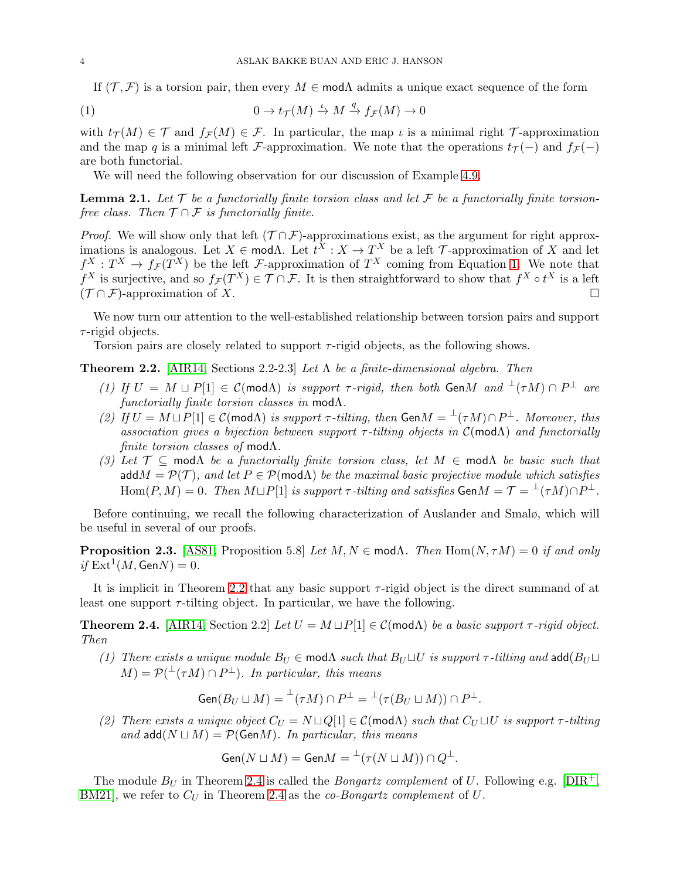If $(\mathcal{T}, \mathcal{F})$ is a torsion pair, then every $M \in \mathsf{mod}\Lambda$ admits a unique exact sequence of the form

$$0 \to t_{\mathcal{T}}(M) \xrightarrow{\iota} M \xrightarrow{q} f_{\mathcal{F}}(M) \to 0 \tag{1}$$

with $t_{\mathcal{T}}(M) \in \mathcal{T}$ and $f_{\mathcal{F}}(M) \in \mathcal{F}$. In particular, the map $\iota$ is a minimal right $\mathcal{T}$-approximation and the map $q$ is a minimal left $\mathcal{F}$-approximation. We note that the operations $t_{\mathcal{T}}(-)$ and $f_{\mathcal{F}}(-)$ are both functorial.

We will need the following observation for our discussion of Example 4.9.

**Lemma 2.1.** *Let $\mathcal{T}$ be a functorially finite torsion class and let $\mathcal{F}$ be a functorially finite torsion-free class. Then $\mathcal{T} \cap \mathcal{F}$ is functorially finite.*

*Proof.* We will show only that left $(\mathcal{T} \cap \mathcal{F})$-approximations exist, as the argument for right approximations is analogous. Let $X \in \mathsf{mod}\Lambda$. Let $t^X : X \to T^X$ be a left $\mathcal{T}$-approximation of $X$ and let $f^X : T^X \to f_{\mathcal{F}}(T^X)$ be the left $\mathcal{F}$-approximation of $T^X$ coming from Equation 1. We note that $f^X$ is surjective, and so $f_{\mathcal{F}}(T^X) \in \mathcal{T} \cap \mathcal{F}$. It is then straightforward to show that $f^X \circ t^X$ is a left $(\mathcal{T} \cap \mathcal{F})$-approximation of $X$. □

We now turn our attention to the well-established relationship between torsion pairs and support $\tau$-rigid objects.

Torsion pairs are closely related to support $\tau$-rigid objects, as the following shows.

**Theorem 2.2.** [AIR14, Sections 2.2-2.3] *Let $\Lambda$ be a finite-dimensional algebra. Then*

1. *If $U = M \sqcup P[1] \in \mathcal{C}(\mathsf{mod}\Lambda)$ is support $\tau$-rigid, then both $\mathsf{Gen}M$ and ${}^{\perp}(\tau M) \cap P^{\perp}$ are functorially finite torsion classes in $\mathsf{mod}\Lambda$.*
2. *If $U = M \sqcup P[1] \in \mathcal{C}(\mathsf{mod}\Lambda)$ is support $\tau$-tilting, then $\mathsf{Gen}M = {}^{\perp}(\tau M) \cap P^{\perp}$. Moreover, this association gives a bijection between support $\tau$-tilting objects in $\mathcal{C}(\mathsf{mod}\Lambda)$ and functorially finite torsion classes of $\mathsf{mod}\Lambda$.*
3. *Let $\mathcal{T} \subseteq \mathsf{mod}\Lambda$ be a functorially finite torsion class, let $M \in \mathsf{mod}\Lambda$ be basic such that $\mathsf{add}M = \mathcal{P}(\mathcal{T})$, and let $P \in \mathcal{P}(\mathsf{mod}\Lambda)$ be the maximal basic projective module which satisfies $\mathrm{Hom}(P, M) = 0$. Then $M \sqcup P[1]$ is support $\tau$-tilting and satisfies $\mathsf{Gen}M = \mathcal{T} = {}^{\perp}(\tau M) \cap P^{\perp}$.*

Before continuing, we recall the following characterization of Auslander and Smalø, which will be useful in several of our proofs.

**Proposition 2.3.** [AS81, Proposition 5.8] *Let $M, N \in \mathsf{mod}\Lambda$. Then $\mathrm{Hom}(N, \tau M) = 0$ if and only if $\mathrm{Ext}^1(M, \mathsf{Gen}N) = 0$.*

It is implicit in Theorem 2.2 that any basic support $\tau$-rigid object is the direct summand of at least one support $\tau$-tilting object. In particular, we have the following.

**Theorem 2.4.** [AIR14, Section 2.2] *Let $U = M \sqcup P[1] \in \mathcal{C}(\mathsf{mod}\Lambda)$ be a basic support $\tau$-rigid object. Then*

1. *There exists a unique module $B_U \in \mathsf{mod}\Lambda$ such that $B_U \sqcup U$ is support $\tau$-tilting and $\mathsf{add}(B_U \sqcup M) = \mathcal{P}({}^{\perp}(\tau M) \cap P^{\perp})$. In particular, this means*

$$\mathsf{Gen}(B_U \sqcup M) = {}^{\perp}(\tau M) \cap P^{\perp} = {}^{\perp}(\tau(B_U \sqcup M)) \cap P^{\perp}.$$

2. *There exists a unique object $C_U = N \sqcup Q[1] \in \mathcal{C}(\mathsf{mod}\Lambda)$ such that $C_U \sqcup U$ is support $\tau$-tilting and $\mathsf{add}(N \sqcup M) = \mathcal{P}(\mathsf{Gen}M)$. In particular, this means*

$$\mathsf{Gen}(N \sqcup M) = \mathsf{Gen}M = {}^{\perp}(\tau(N \sqcup M)) \cap Q^{\perp}.$$

The module $B_U$ in Theorem 2.4 is called the *Bongartz complement* of $U$. Following e.g. [DIR+, BM21], we refer to $C_U$ in Theorem 2.4 as the *co-Bongartz complement* of $U$.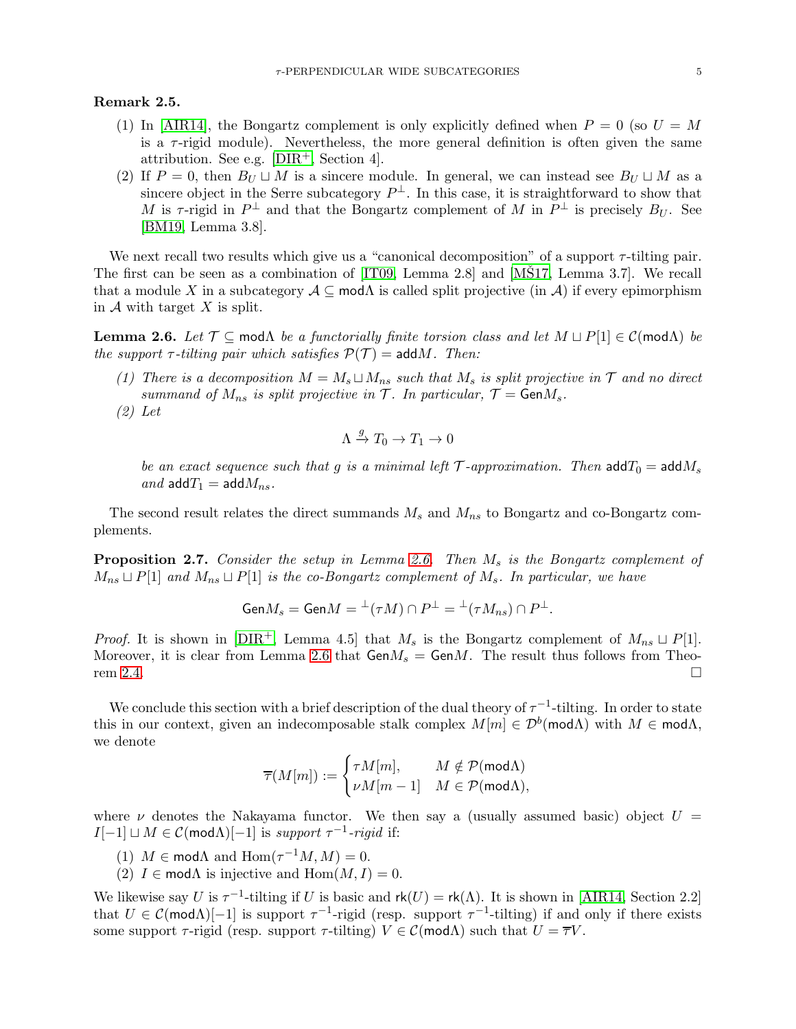**Remark 2.5.**

(1) In [AIR14], the Bongartz complement is only explicitly defined when $P = 0$ (so $U = M$ is a $\tau$-rigid module). Nevertheless, the more general definition is often given the same attribution. See e.g. [DIR+, Section 4].

(2) If $P = 0$, then $B_U \sqcup M$ is a sincere module. In general, we can instead see $B_U \sqcup M$ as a sincere object in the Serre subcategory $P^\perp$. In this case, it is straightforward to show that $M$ is $\tau$-rigid in $P^\perp$ and that the Bongartz complement of $M$ in $P^\perp$ is precisely $B_U$. See [BM19, Lemma 3.8].

We next recall two results which give us a "canonical decomposition" of a support $\tau$-tilting pair. The first can be seen as a combination of [IT09, Lemma 2.8] and [MŠ17, Lemma 3.7]. We recall that a module $X$ in a subcategory $\mathcal{A} \subseteq \mathsf{mod}\Lambda$ is called split projective (in $\mathcal{A}$) if every epimorphism in $\mathcal{A}$ with target $X$ is split.

**Lemma 2.6.** *Let $\mathcal{T} \subseteq \mathsf{mod}\Lambda$ be a functorially finite torsion class and let $M \sqcup P[1] \in \mathcal{C}(\mathsf{mod}\Lambda)$ be the support $\tau$-tilting pair which satisfies $\mathcal{P}(\mathcal{T}) = \mathsf{add}M$. Then:*

*(1) There is a decomposition $M = M_s \sqcup M_{ns}$ such that $M_s$ is split projective in $\mathcal{T}$ and no direct summand of $M_{ns}$ is split projective in $\mathcal{T}$. In particular, $\mathcal{T} = \mathsf{Gen}M_s$.*

*(2) Let*

$$\Lambda \xrightarrow{g} T_0 \to T_1 \to 0$$

*be an exact sequence such that $g$ is a minimal left $\mathcal{T}$-approximation. Then $\mathsf{add}T_0 = \mathsf{add}M_s$ and $\mathsf{add}T_1 = \mathsf{add}M_{ns}$.*

The second result relates the direct summands $M_s$ and $M_{ns}$ to Bongartz and co-Bongartz complements.

**Proposition 2.7.** *Consider the setup in Lemma 2.6. Then $M_s$ is the Bongartz complement of $M_{ns} \sqcup P[1]$ and $M_{ns} \sqcup P[1]$ is the co-Bongartz complement of $M_s$. In particular, we have*

$$\mathsf{Gen}M_s = \mathsf{Gen}M = {}^\perp(\tau M) \cap P^\perp = {}^\perp(\tau M_{ns}) \cap P^\perp.$$

*Proof.* It is shown in [DIR+, Lemma 4.5] that $M_s$ is the Bongartz complement of $M_{ns} \sqcup P[1]$. Moreover, it is clear from Lemma 2.6 that $\mathsf{Gen}M_s = \mathsf{Gen}M$. The result thus follows from Theorem 2.4. $\square$

We conclude this section with a brief description of the dual theory of $\tau^{-1}$-tilting. In order to state this in our context, given an indecomposable stalk complex $M[m] \in \mathcal{D}^b(\mathsf{mod}\Lambda)$ with $M \in \mathsf{mod}\Lambda$, we denote

$$\overline{\tau}(M[m]) := \begin{cases} \tau M[m], & M \notin \mathcal{P}(\mathsf{mod}\Lambda) \\ \nu M[m-1] & M \in \mathcal{P}(\mathsf{mod}\Lambda), \end{cases}$$

where $\nu$ denotes the Nakayama functor. We then say a (usually assumed basic) object $U = I[-1] \sqcup M \in \mathcal{C}(\mathsf{mod}\Lambda)[-1]$ is *support $\tau^{-1}$-rigid* if:

(1) $M \in \mathsf{mod}\Lambda$ and $\mathrm{Hom}(\tau^{-1}M, M) = 0$.

(2) $I \in \mathsf{mod}\Lambda$ is injective and $\mathrm{Hom}(M, I) = 0$.

We likewise say $U$ is $\tau^{-1}$-tilting if $U$ is basic and $\mathsf{rk}(U) = \mathsf{rk}(\Lambda)$. It is shown in [AIR14, Section 2.2] that $U \in \mathcal{C}(\mathsf{mod}\Lambda)[-1]$ is support $\tau^{-1}$-rigid (resp. support $\tau^{-1}$-tilting) if and only if there exists some support $\tau$-rigid (resp. support $\tau$-tilting) $V \in \mathcal{C}(\mathsf{mod}\Lambda)$ such that $U = \overline{\tau}V$.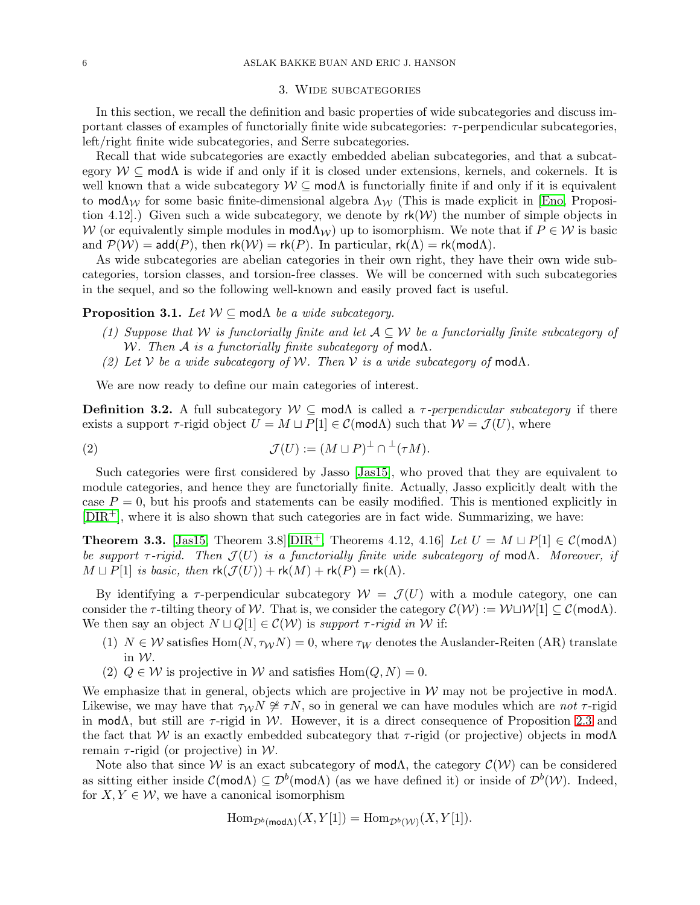## 3. Wide subcategories

In this section, we recall the definition and basic properties of wide subcategories and discuss important classes of examples of functorially finite wide subcategories: $\tau$-perpendicular subcategories, left/right finite wide subcategories, and Serre subcategories.

Recall that wide subcategories are exactly embedded abelian subcategories, and that a subcategory $\mathcal{W} \subseteq \mathsf{mod}\Lambda$ is wide if and only if it is closed under extensions, kernels, and cokernels. It is well known that a wide subcategory $\mathcal{W} \subseteq \mathsf{mod}\Lambda$ is functorially finite if and only if it is equivalent to $\mathsf{mod}\Lambda_\mathcal{W}$ for some basic finite-dimensional algebra $\Lambda_\mathcal{W}$ (This is made explicit in [Eno, Proposition 4.12].) Given such a wide subcategory, we denote by $\mathsf{rk}(\mathcal{W})$ the number of simple objects in $\mathcal{W}$ (or equivalently simple modules in $\mathsf{mod}\Lambda_\mathcal{W}$) up to isomorphism. We note that if $P \in \mathcal{W}$ is basic and $\mathcal{P}(\mathcal{W}) = \mathsf{add}(P)$, then $\mathsf{rk}(\mathcal{W}) = \mathsf{rk}(P)$. In particular, $\mathsf{rk}(\Lambda) = \mathsf{rk}(\mathsf{mod}\Lambda)$.

As wide subcategories are abelian categories in their own right, they have their own wide subcategories, torsion classes, and torsion-free classes. We will be concerned with such subcategories in the sequel, and so the following well-known and easily proved fact is useful.

**Proposition 3.1.** *Let $\mathcal{W} \subseteq \mathsf{mod}\Lambda$ be a wide subcategory.*

*(1) Suppose that $\mathcal{W}$ is functorially finite and let $\mathcal{A} \subseteq \mathcal{W}$ be a functorially finite subcategory of $\mathcal{W}$. Then $\mathcal{A}$ is a functorially finite subcategory of $\mathsf{mod}\Lambda$.*

*(2) Let $\mathcal{V}$ be a wide subcategory of $\mathcal{W}$. Then $\mathcal{V}$ is a wide subcategory of $\mathsf{mod}\Lambda$.*

We are now ready to define our main categories of interest.

**Definition 3.2.** A full subcategory $\mathcal{W} \subseteq \mathsf{mod}\Lambda$ is called a *$\tau$-perpendicular subcategory* if there exists a support $\tau$-rigid object $U = M \sqcup P[1] \in \mathcal{C}(\mathsf{mod}\Lambda)$ such that $\mathcal{W} = \mathcal{J}(U)$, where

$$\mathcal{J}(U) := (M \sqcup P)^\perp \cap {}^\perp(\tau M). \tag{2}$$

Such categories were first considered by Jasso [Jas15], who proved that they are equivalent to module categories, and hence they are functorially finite. Actually, Jasso explicitly dealt with the case $P = 0$, but his proofs and statements can be easily modified. This is mentioned explicitly in [DIR$^+$], where it is also shown that such categories are in fact wide. Summarizing, we have:

**Theorem 3.3.** [Jas15, Theorem 3.8][DIR$^+$, Theorems 4.12, 4.16] *Let $U = M \sqcup P[1] \in \mathcal{C}(\mathsf{mod}\Lambda)$ be support $\tau$-rigid. Then $\mathcal{J}(U)$ is a functorially finite wide subcategory of $\mathsf{mod}\Lambda$. Moreover, if $M \sqcup P[1]$ is basic, then $\mathsf{rk}(\mathcal{J}(U)) + \mathsf{rk}(M) + \mathsf{rk}(P) = \mathsf{rk}(\Lambda)$.*

By identifying a $\tau$-perpendicular subcategory $\mathcal{W} = \mathcal{J}(U)$ with a module category, one can consider the $\tau$-tilting theory of $\mathcal{W}$. That is, we consider the category $\mathcal{C}(\mathcal{W}) := \mathcal{W} \sqcup \mathcal{W}[1] \subseteq \mathcal{C}(\mathsf{mod}\Lambda)$. We then say an object $N \sqcup Q[1] \in \mathcal{C}(\mathcal{W})$ is *support $\tau$-rigid in $\mathcal{W}$* if:

(1) $N \in \mathcal{W}$ satisfies $\mathrm{Hom}(N, \tau_\mathcal{W} N) = 0$, where $\tau_W$ denotes the Auslander-Reiten (AR) translate in $\mathcal{W}$.
(2) $Q \in \mathcal{W}$ is projective in $\mathcal{W}$ and satisfies $\mathrm{Hom}(Q, N) = 0$.

We emphasize that in general, objects which are projective in $\mathcal{W}$ may not be projective in $\mathsf{mod}\Lambda$. Likewise, we may have that $\tau_\mathcal{W} N \ncong \tau N$, so in general we can have modules which are *not* $\tau$-rigid in $\mathsf{mod}\Lambda$, but still are $\tau$-rigid in $\mathcal{W}$. However, it is a direct consequence of Proposition 2.3 and the fact that $\mathcal{W}$ is an exactly embedded subcategory that $\tau$-rigid (or projective) objects in $\mathsf{mod}\Lambda$ remain $\tau$-rigid (or projective) in $\mathcal{W}$.

Note also that since $\mathcal{W}$ is an exact subcategory of $\mathsf{mod}\Lambda$, the category $\mathcal{C}(\mathcal{W})$ can be considered as sitting either inside $\mathcal{C}(\mathsf{mod}\Lambda) \subseteq \mathcal{D}^b(\mathsf{mod}\Lambda)$ (as we have defined it) or inside of $\mathcal{D}^b(\mathcal{W})$. Indeed, for $X, Y \in \mathcal{W}$, we have a canonical isomorphism

$$\mathrm{Hom}_{\mathcal{D}^b(\mathsf{mod}\Lambda)}(X, Y[1]) = \mathrm{Hom}_{\mathcal{D}^b(\mathcal{W})}(X, Y[1]).$$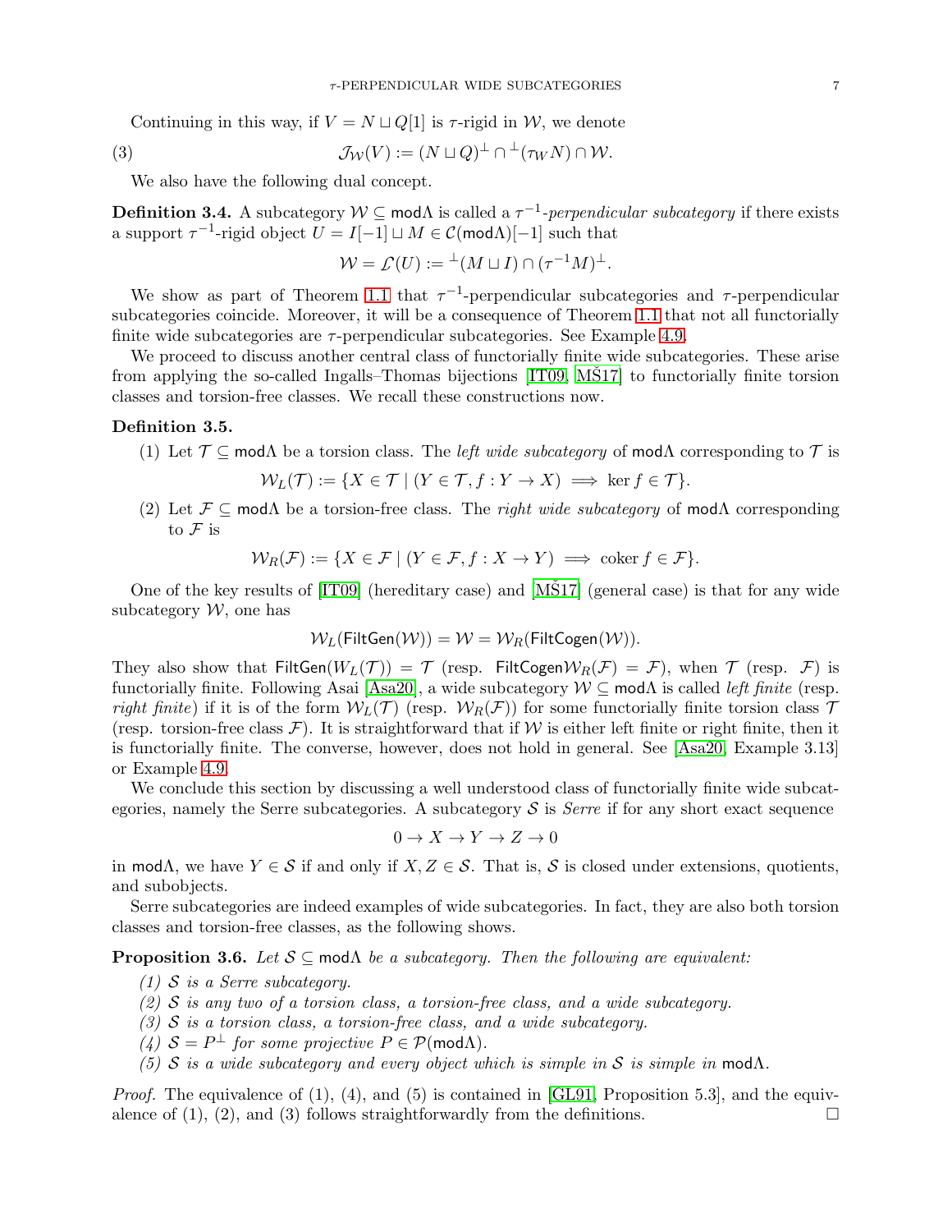Continuing in this way, if $V = N \sqcup Q[1]$ is $\tau$-rigid in $\mathcal{W}$, we denote

$$\mathcal{J}_{\mathcal{W}}(V) := (N \sqcup Q)^{\perp} \cap {}^{\perp}(\tau_W N) \cap \mathcal{W}. \tag{3}$$

We also have the following dual concept.

**Definition 3.4.** A subcategory $\mathcal{W} \subseteq \mathsf{mod}\Lambda$ is called a *$\tau^{-1}$-perpendicular subcategory* if there exists a support $\tau^{-1}$-rigid object $U = I[-1] \sqcup M \in \mathcal{C}(\mathsf{mod}\Lambda)[-1]$ such that

$$\mathcal{W} = \mathcal{L}(U) := {}^{\perp}(M \sqcup I) \cap (\tau^{-1}M)^{\perp}.$$

We show as part of Theorem 1.1 that $\tau^{-1}$-perpendicular subcategories and $\tau$-perpendicular subcategories coincide. Moreover, it will be a consequence of Theorem 1.1 that not all functorially finite wide subcategories are $\tau$-perpendicular subcategories. See Example 4.9.

We proceed to discuss another central class of functorially finite wide subcategories. These arise from applying the so-called Ingalls–Thomas bijections [IT09, MŠ17] to functorially finite torsion classes and torsion-free classes. We recall these constructions now.

**Definition 3.5.**

(1) Let $\mathcal{T} \subseteq \mathsf{mod}\Lambda$ be a torsion class. The *left wide subcategory* of $\mathsf{mod}\Lambda$ corresponding to $\mathcal{T}$ is

$$\mathcal{W}_L(\mathcal{T}) := \{X \in \mathcal{T} \mid (Y \in \mathcal{T}, f : Y \to X) \implies \ker f \in \mathcal{T}\}.$$

(2) Let $\mathcal{F} \subseteq \mathsf{mod}\Lambda$ be a torsion-free class. The *right wide subcategory* of $\mathsf{mod}\Lambda$ corresponding to $\mathcal{F}$ is

$$\mathcal{W}_R(\mathcal{F}) := \{X \in \mathcal{F} \mid (Y \in \mathcal{F}, f : X \to Y) \implies \operatorname{coker} f \in \mathcal{F}\}.$$

One of the key results of [IT09] (hereditary case) and [MŠ17] (general case) is that for any wide subcategory $\mathcal{W}$, one has

$$\mathcal{W}_L(\mathsf{FiltGen}(\mathcal{W})) = \mathcal{W} = \mathcal{W}_R(\mathsf{FiltCogen}(\mathcal{W})).$$

They also show that $\mathsf{FiltGen}(W_L(\mathcal{T})) = \mathcal{T}$ (resp. $\mathsf{FiltCogen}\mathcal{W}_R(\mathcal{F}) = \mathcal{F}$), when $\mathcal{T}$ (resp. $\mathcal{F}$) is functorially finite. Following Asai [Asa20], a wide subcategory $\mathcal{W} \subseteq \mathsf{mod}\Lambda$ is called *left finite* (resp. *right finite*) if it is of the form $\mathcal{W}_L(\mathcal{T})$ (resp. $\mathcal{W}_R(\mathcal{F})$) for some functorially finite torsion class $\mathcal{T}$ (resp. torsion-free class $\mathcal{F}$). It is straightforward that if $\mathcal{W}$ is either left finite or right finite, then it is functorially finite. The converse, however, does not hold in general. See [Asa20, Example 3.13] or Example 4.9.

We conclude this section by discussing a well understood class of functorially finite wide subcategories, namely the Serre subcategories. A subcategory $\mathcal{S}$ is *Serre* if for any short exact sequence

$$0 \to X \to Y \to Z \to 0$$

in $\mathsf{mod}\Lambda$, we have $Y \in \mathcal{S}$ if and only if $X, Z \in \mathcal{S}$. That is, $\mathcal{S}$ is closed under extensions, quotients, and subobjects.

Serre subcategories are indeed examples of wide subcategories. In fact, they are also both torsion classes and torsion-free classes, as the following shows.

**Proposition 3.6.** *Let $\mathcal{S} \subseteq \mathsf{mod}\Lambda$ be a subcategory. Then the following are equivalent:*

*(1) $\mathcal{S}$ is a Serre subcategory.*
*(2) $\mathcal{S}$ is any two of a torsion class, a torsion-free class, and a wide subcategory.*
*(3) $\mathcal{S}$ is a torsion class, a torsion-free class, and a wide subcategory.*
*(4) $\mathcal{S} = P^{\perp}$ for some projective $P \in \mathcal{P}(\mathsf{mod}\Lambda)$.*
*(5) $\mathcal{S}$ is a wide subcategory and every object which is simple in $\mathcal{S}$ is simple in $\mathsf{mod}\Lambda$.*

*Proof.* The equivalence of (1), (4), and (5) is contained in [GL91, Proposition 5.3], and the equivalence of (1), (2), and (3) follows straightforwardly from the definitions. □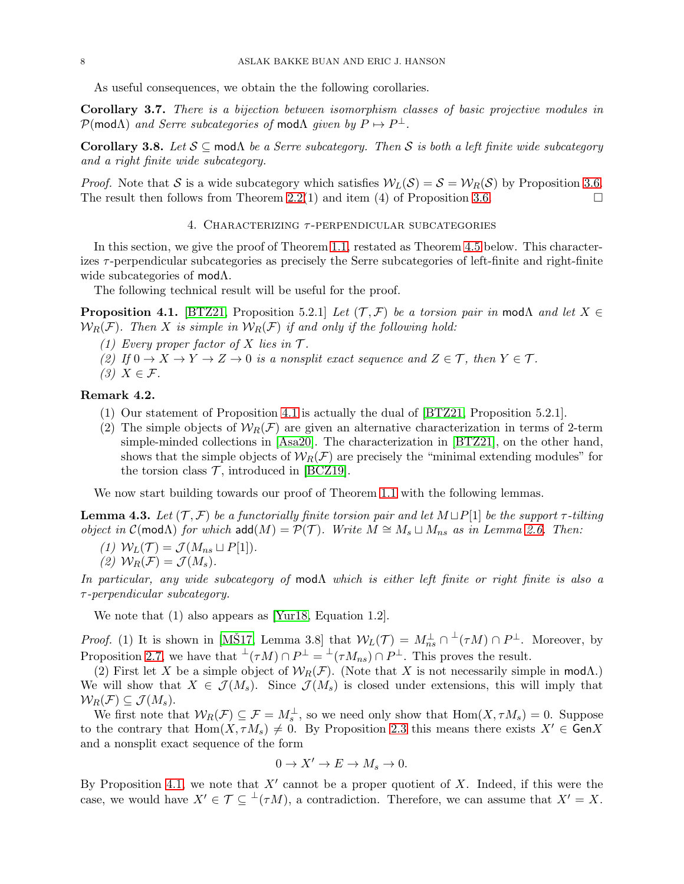As useful consequences, we obtain the the following corollaries.

**Corollary 3.7.** *There is a bijection between isomorphism classes of basic projective modules in $\mathcal{P}(\mathsf{mod}\Lambda)$ and Serre subcategories of $\mathsf{mod}\Lambda$ given by $P \mapsto P^\perp$.*

**Corollary 3.8.** *Let $\mathcal{S} \subseteq \mathsf{mod}\Lambda$ be a Serre subcategory. Then $\mathcal{S}$ is both a left finite wide subcategory and a right finite wide subcategory.*

*Proof.* Note that $\mathcal{S}$ is a wide subcategory which satisfies $\mathcal{W}_L(\mathcal{S}) = \mathcal{S} = \mathcal{W}_R(\mathcal{S})$ by Proposition 3.6. The result then follows from Theorem 2.2(1) and item (4) of Proposition 3.6. □

## 4. Characterizing $\tau$-perpendicular subcategories

In this section, we give the proof of Theorem 1.1, restated as Theorem 4.5 below. This characterizes $\tau$-perpendicular subcategories as precisely the Serre subcategories of left-finite and right-finite wide subcategories of $\mathsf{mod}\Lambda$.

The following technical result will be useful for the proof.

**Proposition 4.1.** [BTZ21, Proposition 5.2.1] *Let $(\mathcal{T}, \mathcal{F})$ be a torsion pair in $\mathsf{mod}\Lambda$ and let $X \in \mathcal{W}_R(\mathcal{F})$. Then $X$ is simple in $\mathcal{W}_R(\mathcal{F})$ if and only if the following hold:*

*(1) Every proper factor of $X$ lies in $\mathcal{T}$.*
*(2) If $0 \to X \to Y \to Z \to 0$ is a nonsplit exact sequence and $Z \in \mathcal{T}$, then $Y \in \mathcal{T}$.*
*(3) $X \in \mathcal{F}$.*

**Remark 4.2.**

(1) Our statement of Proposition 4.1 is actually the dual of [BTZ21, Proposition 5.2.1].
(2) The simple objects of $\mathcal{W}_R(\mathcal{F})$ are given an alternative characterization in terms of 2-term simple-minded collections in [Asa20]. The characterization in [BTZ21], on the other hand, shows that the simple objects of $\mathcal{W}_R(\mathcal{F})$ are precisely the "minimal extending modules" for the torsion class $\mathcal{T}$, introduced in [BCZ19].

We now start building towards our proof of Theorem 1.1 with the following lemmas.

**Lemma 4.3.** *Let $(\mathcal{T}, \mathcal{F})$ be a functorially finite torsion pair and let $M \sqcup P[1]$ be the support $\tau$-tilting object in $\mathcal{C}(\mathsf{mod}\Lambda)$ for which $\mathsf{add}(M) = \mathcal{P}(\mathcal{T})$. Write $M \cong M_s \sqcup M_{ns}$ as in Lemma 2.6. Then:*

*(1) $\mathcal{W}_L(\mathcal{T}) = \mathcal{J}(M_{ns} \sqcup P[1])$.*
*(2) $\mathcal{W}_R(\mathcal{F}) = \mathcal{J}(M_s)$.*

*In particular, any wide subcategory of $\mathsf{mod}\Lambda$ which is either left finite or right finite is also a $\tau$-perpendicular subcategory.*

We note that (1) also appears as [Yur18, Equation 1.2].

*Proof.* (1) It is shown in [MŠ17, Lemma 3.8] that $\mathcal{W}_L(\mathcal{T}) = M_{ns}^\perp \cap {}^\perp(\tau M) \cap P^\perp$. Moreover, by Proposition 2.7, we have that ${}^\perp(\tau M) \cap P^\perp = {}^\perp(\tau M_{ns}) \cap P^\perp$. This proves the result.

(2) First let $X$ be a simple object of $\mathcal{W}_R(\mathcal{F})$. (Note that $X$ is not necessarily simple in $\mathsf{mod}\Lambda$.) We will show that $X \in \mathcal{J}(M_s)$. Since $\mathcal{J}(M_s)$ is closed under extensions, this will imply that $\mathcal{W}_R(\mathcal{F}) \subseteq \mathcal{J}(M_s)$.

We first note that $\mathcal{W}_R(\mathcal{F}) \subseteq \mathcal{F} = M_s^\perp$, so we need only show that $\mathrm{Hom}(X, \tau M_s) = 0$. Suppose to the contrary that $\mathrm{Hom}(X, \tau M_s) \neq 0$. By Proposition 2.3 this means there exists $X' \in \mathsf{Gen}X$ and a nonsplit exact sequence of the form

$$0 \to X' \to E \to M_s \to 0.$$

By Proposition 4.1, we note that $X'$ cannot be a proper quotient of $X$. Indeed, if this were the case, we would have $X' \in \mathcal{T} \subseteq {}^\perp(\tau M)$, a contradiction. Therefore, we can assume that $X' = X$.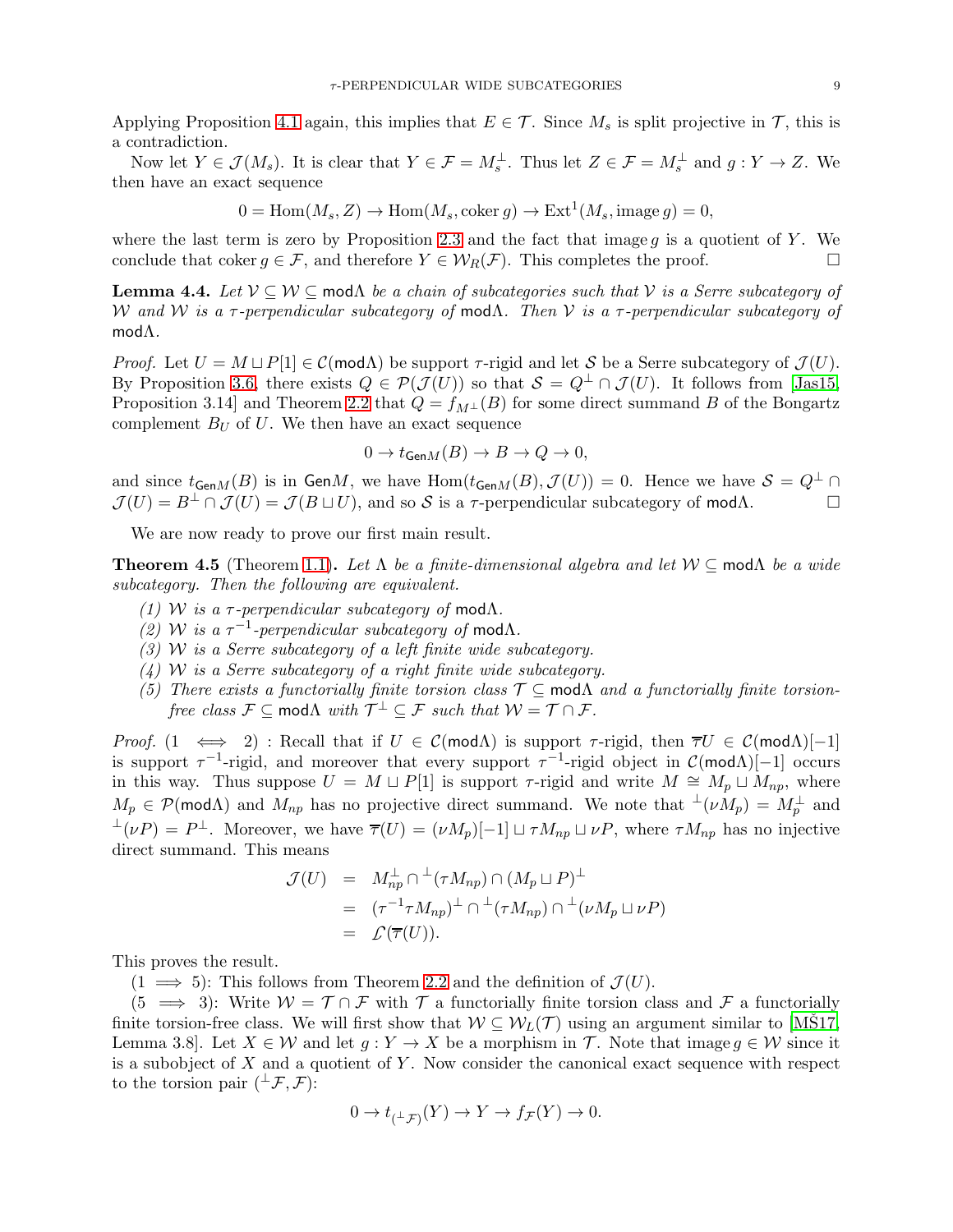Applying Proposition 4.1 again, this implies that $E \in \mathcal{T}$. Since $M_s$ is split projective in $\mathcal{T}$, this is a contradiction.

Now let $Y \in \mathcal{J}(M_s)$. It is clear that $Y \in \mathcal{F} = M_s^\perp$. Thus let $Z \in \mathcal{F} = M_s^\perp$ and $g : Y \to Z$. We then have an exact sequence

$$0 = \mathrm{Hom}(M_s, Z) \to \mathrm{Hom}(M_s, \operatorname{coker} g) \to \mathrm{Ext}^1(M_s, \operatorname{image} g) = 0,$$

where the last term is zero by Proposition 2.3 and the fact that image $g$ is a quotient of $Y$. We conclude that coker $g \in \mathcal{F}$, and therefore $Y \in \mathcal{W}_R(\mathcal{F})$. This completes the proof. □

**Lemma 4.4.** *Let $\mathcal{V} \subseteq \mathcal{W} \subseteq \mathsf{mod}\Lambda$ be a chain of subcategories such that $\mathcal{V}$ is a Serre subcategory of $\mathcal{W}$ and $\mathcal{W}$ is a $\tau$-perpendicular subcategory of $\mathsf{mod}\Lambda$. Then $\mathcal{V}$ is a $\tau$-perpendicular subcategory of $\mathsf{mod}\Lambda$.*

*Proof.* Let $U = M \sqcup P[1] \in \mathcal{C}(\mathsf{mod}\Lambda)$ be support $\tau$-rigid and let $\mathcal{S}$ be a Serre subcategory of $\mathcal{J}(U)$. By Proposition 3.6, there exists $Q \in \mathcal{P}(\mathcal{J}(U))$ so that $\mathcal{S} = Q^\perp \cap \mathcal{J}(U)$. It follows from [Jas15, Proposition 3.14] and Theorem 2.2 that $Q = f_{M^\perp}(B)$ for some direct summand $B$ of the Bongartz complement $B_U$ of $U$. We then have an exact sequence

$$0 \to t_{\mathsf{Gen}M}(B) \to B \to Q \to 0,$$

and since $t_{\mathsf{Gen}M}(B)$ is in $\mathsf{Gen}M$, we have $\mathrm{Hom}(t_{\mathsf{Gen}M}(B), \mathcal{J}(U)) = 0$. Hence we have $\mathcal{S} = Q^\perp \cap \mathcal{J}(U) = B^\perp \cap \mathcal{J}(U) = \mathcal{J}(B \sqcup U)$, and so $\mathcal{S}$ is a $\tau$-perpendicular subcategory of $\mathsf{mod}\Lambda$. □

We are now ready to prove our first main result.

**Theorem 4.5** (Theorem 1.1)**.** *Let $\Lambda$ be a finite-dimensional algebra and let $\mathcal{W} \subseteq \mathsf{mod}\Lambda$ be a wide subcategory. Then the following are equivalent.*

*(1) $\mathcal{W}$ is a $\tau$-perpendicular subcategory of $\mathsf{mod}\Lambda$.*
*(2) $\mathcal{W}$ is a $\tau^{-1}$-perpendicular subcategory of $\mathsf{mod}\Lambda$.*
*(3) $\mathcal{W}$ is a Serre subcategory of a left finite wide subcategory.*
*(4) $\mathcal{W}$ is a Serre subcategory of a right finite wide subcategory.*
*(5) There exists a functorially finite torsion class $\mathcal{T} \subseteq \mathsf{mod}\Lambda$ and a functorially finite torsion-free class $\mathcal{F} \subseteq \mathsf{mod}\Lambda$ with $\mathcal{T}^\perp \subseteq \mathcal{F}$ such that $\mathcal{W} = \mathcal{T} \cap \mathcal{F}$.*

*Proof.* ($1 \iff 2$) : Recall that if $U \in \mathcal{C}(\mathsf{mod}\Lambda)$ is support $\tau$-rigid, then $\overline{\tau} U \in \mathcal{C}(\mathsf{mod}\Lambda)[-1]$ is support $\tau^{-1}$-rigid, and moreover that every support $\tau^{-1}$-rigid object in $\mathcal{C}(\mathsf{mod}\Lambda)[-1]$ occurs in this way. Thus suppose $U = M \sqcup P[1]$ is support $\tau$-rigid and write $M \cong M_p \sqcup M_{np}$, where $M_p \in \mathcal{P}(\mathsf{mod}\Lambda)$ and $M_{np}$ has no projective direct summand. We note that ${}^\perp(\nu M_p) = M_p^\perp$ and ${}^\perp(\nu P) = P^\perp$. Moreover, we have $\overline{\tau}(U) = (\nu M_p)[-1] \sqcup \tau M_{np} \sqcup \nu P$, where $\tau M_{np}$ has no injective direct summand. This means

$$\begin{aligned}
\mathcal{J}(U) &= M_{np}^\perp \cap {}^\perp(\tau M_{np}) \cap (M_p \sqcup P)^\perp \\
&= (\tau^{-1}\tau M_{np})^\perp \cap {}^\perp(\tau M_{np}) \cap {}^\perp(\nu M_p \sqcup \nu P) \\
&= \mathcal{L}(\overline{\tau}(U)).
\end{aligned}$$

This proves the result.

($1 \implies 5$): This follows from Theorem 2.2 and the definition of $\mathcal{J}(U)$.

($5 \implies 3$): Write $\mathcal{W} = \mathcal{T} \cap \mathcal{F}$ with $\mathcal{T}$ a functorially finite torsion class and $\mathcal{F}$ a functorially finite torsion-free class. We will first show that $\mathcal{W} \subseteq \mathcal{W}_L(\mathcal{T})$ using an argument similar to [MŠ17, Lemma 3.8]. Let $X \in \mathcal{W}$ and let $g : Y \to X$ be a morphism in $\mathcal{T}$. Note that image $g \in \mathcal{W}$ since it is a subobject of $X$ and a quotient of $Y$. Now consider the canonical exact sequence with respect to the torsion pair $({}^\perp\mathcal{F}, \mathcal{F})$:

$$0 \to t_{({}^\perp\mathcal{F})}(Y) \to Y \to f_{\mathcal{F}}(Y) \to 0.$$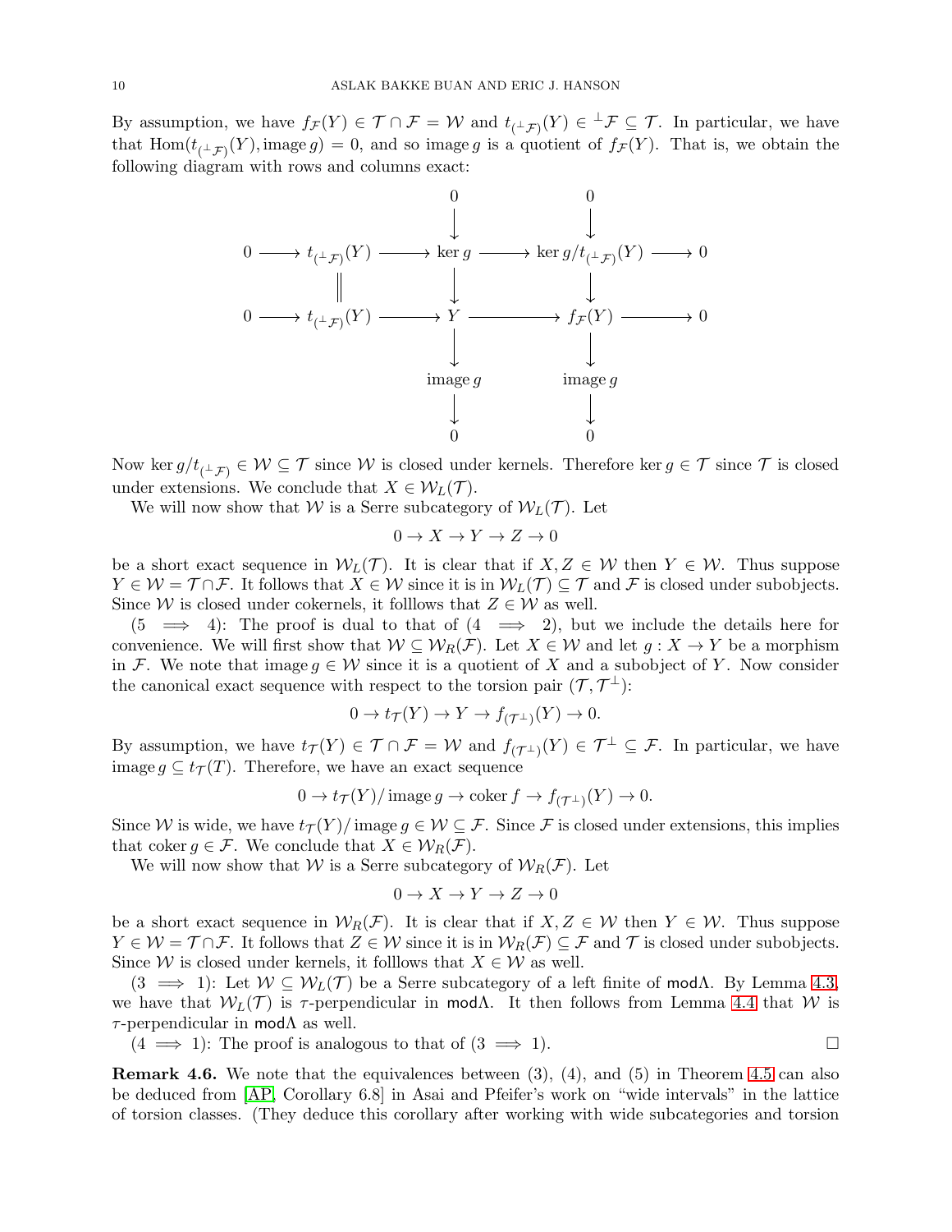By assumption, we have $f_{\mathcal{F}}(Y) \in \mathcal{T} \cap \mathcal{F} = \mathcal{W}$ and $t_{({}^\perp\mathcal{F})}(Y) \in {}^\perp\mathcal{F} \subseteq \mathcal{T}$. In particular, we have that $\mathrm{Hom}(t_{({}^\perp\mathcal{F})}(Y), \mathrm{image}\, g) = 0$, and so image $g$ is a quotient of $f_{\mathcal{F}}(Y)$. That is, we obtain the following diagram with rows and columns exact:

$$
\begin{array}{ccccccccc}
 & & & & 0 & & 0 & & \\
 & & & & \downarrow & & \downarrow & & \\
0 & \longrightarrow & t_{({}^\perp\mathcal{F})}(Y) & \longrightarrow & \ker g & \longrightarrow & \ker g / t_{({}^\perp\mathcal{F})}(Y) & \longrightarrow & 0 \\
 & & \| & & \downarrow & & \downarrow & & \\
0 & \longrightarrow & t_{({}^\perp\mathcal{F})}(Y) & \longrightarrow & Y & \longrightarrow & f_{\mathcal{F}}(Y) & \longrightarrow & 0 \\
 & & & & \downarrow & & \downarrow & & \\
 & & & & \mathrm{image}\, g & & \mathrm{image}\, g & & \\
 & & & & \downarrow & & \downarrow & & \\
 & & & & 0 & & 0 & &
\end{array}
$$

Now $\ker g / t_{({}^\perp\mathcal{F})} \in \mathcal{W} \subseteq \mathcal{T}$ since $\mathcal{W}$ is closed under kernels. Therefore $\ker g \in \mathcal{T}$ since $\mathcal{T}$ is closed under extensions. We conclude that $X \in \mathcal{W}_L(\mathcal{T})$.

We will now show that $\mathcal{W}$ is a Serre subcategory of $\mathcal{W}_L(\mathcal{T})$. Let

$$0 \to X \to Y \to Z \to 0$$

be a short exact sequence in $\mathcal{W}_L(\mathcal{T})$. It is clear that if $X, Z \in \mathcal{W}$ then $Y \in \mathcal{W}$. Thus suppose $Y \in \mathcal{W} = \mathcal{T} \cap \mathcal{F}$. It follows that $X \in \mathcal{W}$ since it is in $\mathcal{W}_L(\mathcal{T}) \subseteq \mathcal{T}$ and $\mathcal{F}$ is closed under subobjects. Since $\mathcal{W}$ is closed under cokernels, it folllows that $Z \in \mathcal{W}$ as well.

($5 \implies 4$): The proof is dual to that of ($4 \implies 2$), but we include the details here for convenience. We will first show that $\mathcal{W} \subseteq \mathcal{W}_R(\mathcal{F})$. Let $X \in \mathcal{W}$ and let $g : X \to Y$ be a morphism in $\mathcal{F}$. We note that image $g \in \mathcal{W}$ since it is a quotient of $X$ and a subobject of $Y$. Now consider the canonical exact sequence with respect to the torsion pair $(\mathcal{T}, \mathcal{T}^\perp)$:

$$0 \to t_{\mathcal{T}}(Y) \to Y \to f_{(\mathcal{T}^\perp)}(Y) \to 0.$$

By assumption, we have $t_{\mathcal{T}}(Y) \in \mathcal{T} \cap \mathcal{F} = \mathcal{W}$ and $f_{(\mathcal{T}^\perp)}(Y) \in \mathcal{T}^\perp \subseteq \mathcal{F}$. In particular, we have image $g \subseteq t_{\mathcal{T}}(T)$. Therefore, we have an exact sequence

$$0 \to t_{\mathcal{T}}(Y)/\,\mathrm{image}\, g \to \mathrm{coker}\, f \to f_{(\mathcal{T}^\perp)}(Y) \to 0.$$

Since $\mathcal{W}$ is wide, we have $t_{\mathcal{T}}(Y)/\,\mathrm{image}\, g \in \mathcal{W} \subseteq \mathcal{F}$. Since $\mathcal{F}$ is closed under extensions, this implies that coker $g \in \mathcal{F}$. We conclude that $X \in \mathcal{W}_R(\mathcal{F})$.

We will now show that $\mathcal{W}$ is a Serre subcategory of $\mathcal{W}_R(\mathcal{F})$. Let

$$0 \to X \to Y \to Z \to 0$$

be a short exact sequence in $\mathcal{W}_R(\mathcal{F})$. It is clear that if $X, Z \in \mathcal{W}$ then $Y \in \mathcal{W}$. Thus suppose $Y \in \mathcal{W} = \mathcal{T} \cap \mathcal{F}$. It follows that $Z \in \mathcal{W}$ since it is in $\mathcal{W}_R(\mathcal{F}) \subseteq \mathcal{F}$ and $\mathcal{T}$ is closed under subobjects. Since $\mathcal{W}$ is closed under kernels, it folllows that $X \in \mathcal{W}$ as well.

($3 \implies 1$): Let $\mathcal{W} \subseteq \mathcal{W}_L(\mathcal{T})$ be a Serre subcategory of a left finite of mod$\Lambda$. By Lemma 4.3, we have that $\mathcal{W}_L(\mathcal{T})$ is $\tau$-perpendicular in mod$\Lambda$. It then follows from Lemma 4.4 that $\mathcal{W}$ is $\tau$-perpendicular in mod$\Lambda$ as well.

($4 \implies 1$): The proof is analogous to that of ($3 \implies 1$). □

**Remark 4.6.** We note that the equivalences between (3), (4), and (5) in Theorem 4.5 can also be deduced from [AP, Corollary 6.8] in Asai and Pfeifer's work on "wide intervals" in the lattice of torsion classes. (They deduce this corollary after working with wide subcategories and torsion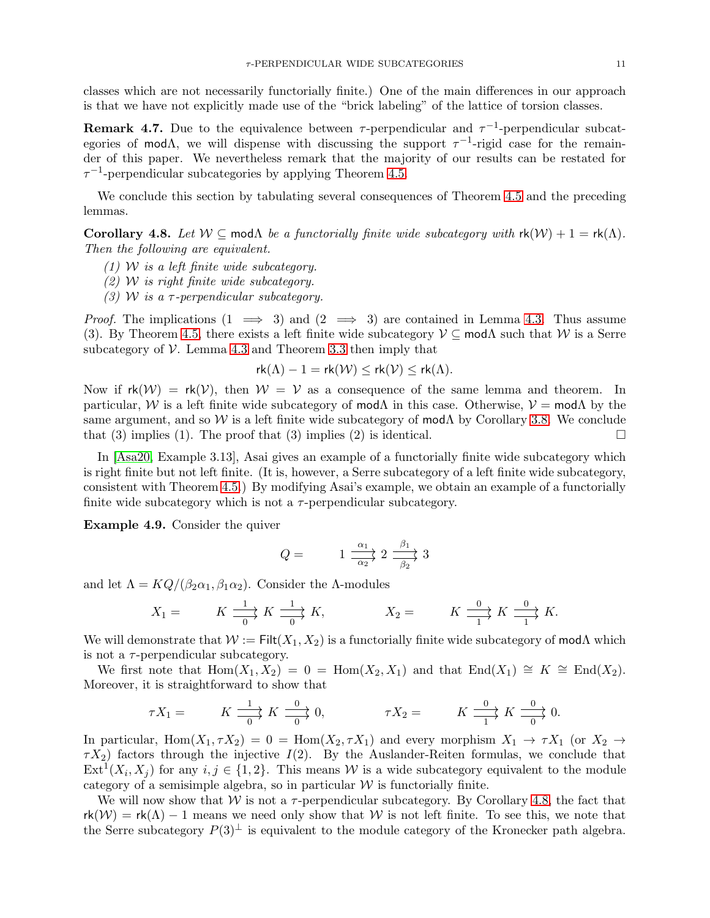classes which are not necessarily functorially finite.) One of the main differences in our approach is that we have not explicitly made use of the "brick labeling" of the lattice of torsion classes.

**Remark 4.7.** Due to the equivalence between $\tau$-perpendicular and $\tau^{-1}$-perpendicular subcategories of $\mathsf{mod}\Lambda$, we will dispense with discussing the support $\tau^{-1}$-rigid case for the remainder of this paper. We nevertheless remark that the majority of our results can be restated for $\tau^{-1}$-perpendicular subcategories by applying Theorem 4.5.

We conclude this section by tabulating several consequences of Theorem 4.5 and the preceding lemmas.

**Corollary 4.8.** *Let $\mathcal{W} \subseteq \mathsf{mod}\Lambda$ be a functorially finite wide subcategory with $\mathsf{rk}(\mathcal{W}) + 1 = \mathsf{rk}(\Lambda)$. Then the following are equivalent.*

*(1) $\mathcal{W}$ is a left finite wide subcategory.*
*(2) $\mathcal{W}$ is right finite wide subcategory.*
*(3) $\mathcal{W}$ is a $\tau$-perpendicular subcategory.*

*Proof.* The implications ($1 \implies 3$) and ($2 \implies 3$) are contained in Lemma 4.3. Thus assume (3). By Theorem 4.5, there exists a left finite wide subcategory $\mathcal{V} \subseteq \mathsf{mod}\Lambda$ such that $\mathcal{W}$ is a Serre subcategory of $\mathcal{V}$. Lemma 4.3 and Theorem 3.3 then imply that

$$\mathsf{rk}(\Lambda) - 1 = \mathsf{rk}(\mathcal{W}) \leq \mathsf{rk}(\mathcal{V}) \leq \mathsf{rk}(\Lambda).$$

Now if $\mathsf{rk}(\mathcal{W}) = \mathsf{rk}(\mathcal{V})$, then $\mathcal{W} = \mathcal{V}$ as a consequence of the same lemma and theorem. In particular, $\mathcal{W}$ is a left finite wide subcategory of $\mathsf{mod}\Lambda$ in this case. Otherwise, $\mathcal{V} = \mathsf{mod}\Lambda$ by the same argument, and so $\mathcal{W}$ is a left finite wide subcategory of $\mathsf{mod}\Lambda$ by Corollary 3.8. We conclude that (3) implies (1). The proof that (3) implies (2) is identical. $\square$

In [Asa20, Example 3.13], Asai gives an example of a functorially finite wide subcategory which is right finite but not left finite. (It is, however, a Serre subcategory of a left finite wide subcategory, consistent with Theorem 4.5.) By modifying Asai's example, we obtain an example of a functorially finite wide subcategory which is not a $\tau$-perpendicular subcategory.

**Example 4.9.** Consider the quiver

$$Q = \qquad 1 \underset{\alpha_2}{\overset{\alpha_1}{\rightrightarrows}} 2 \underset{\beta_2}{\overset{\beta_1}{\rightrightarrows}} 3$$

and let $\Lambda = KQ/(\beta_2\alpha_1, \beta_1\alpha_2)$. Consider the $\Lambda$-modules

$$X_1 = \qquad K \underset{0}{\overset{1}{\rightrightarrows}} K \underset{0}{\overset{1}{\rightrightarrows}} K, \qquad\qquad X_2 = \qquad K \underset{1}{\overset{0}{\rightrightarrows}} K \underset{1}{\overset{0}{\rightrightarrows}} K.$$

We will demonstrate that $\mathcal{W} := \mathsf{Filt}(X_1, X_2)$ is a functorially finite wide subcategory of $\mathsf{mod}\Lambda$ which is not a $\tau$-perpendicular subcategory.

We first note that $\mathrm{Hom}(X_1, X_2) = 0 = \mathrm{Hom}(X_2, X_1)$ and that $\mathrm{End}(X_1) \cong K \cong \mathrm{End}(X_2)$. Moreover, it is straightforward to show that

$$\tau X_1 = \qquad K \underset{0}{\overset{1}{\rightrightarrows}} K \underset{0}{\overset{0}{\rightrightarrows}} 0, \qquad\qquad \tau X_2 = \qquad K \underset{1}{\overset{0}{\rightrightarrows}} K \underset{0}{\overset{0}{\rightrightarrows}} 0.$$

In particular, $\mathrm{Hom}(X_1, \tau X_2) = 0 = \mathrm{Hom}(X_2, \tau X_1)$ and every morphism $X_1 \to \tau X_1$ (or $X_2 \to \tau X_2$) factors through the injective $I(2)$. By the Auslander-Reiten formulas, we conclude that $\mathrm{Ext}^1(X_i, X_j)$ for any $i, j \in \{1, 2\}$. This means $\mathcal{W}$ is a wide subcategory equivalent to the module category of a semisimple algebra, so in particular $\mathcal{W}$ is functorially finite.

We will now show that $\mathcal{W}$ is not a $\tau$-perpendicular subcategory. By Corollary 4.8, the fact that $\mathsf{rk}(\mathcal{W}) = \mathsf{rk}(\Lambda) - 1$ means we need only show that $\mathcal{W}$ is not left finite. To see this, we note that the Serre subcategory $P(3)^\perp$ is equivalent to the module category of the Kronecker path algebra.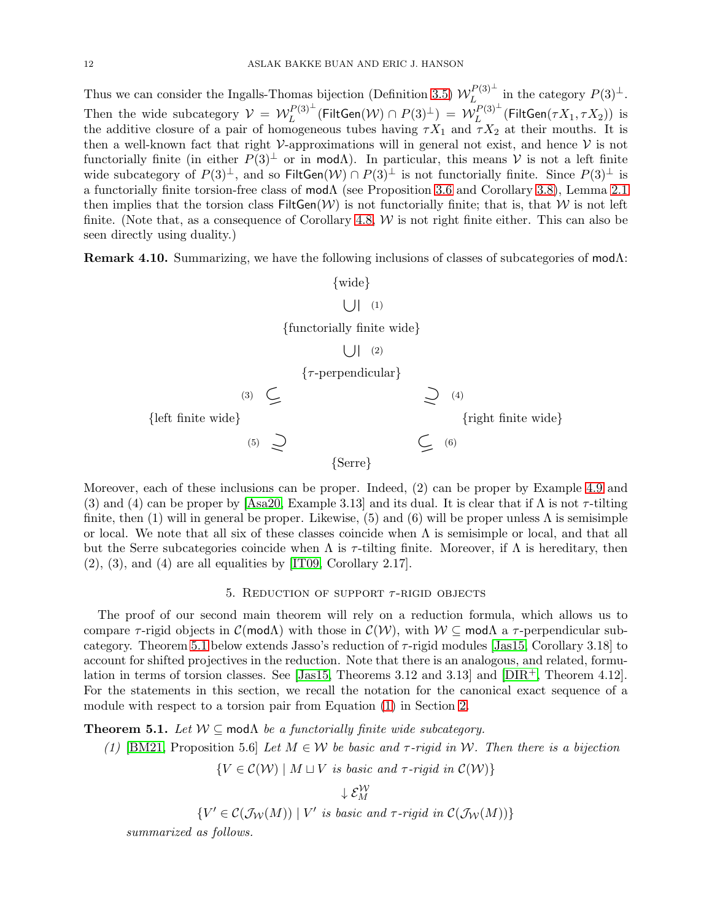Thus we can consider the Ingalls-Thomas bijection (Definition 3.5) $\mathcal{W}_L^{P(3)^\perp}$ in the category $P(3)^\perp$. Then the wide subcategory $\mathcal{V} = \mathcal{W}_L^{P(3)^\perp}(\mathsf{FiltGen}(\mathcal{W}) \cap P(3)^\perp) = \mathcal{W}_L^{P(3)^\perp}(\mathsf{FiltGen}(\tau X_1, \tau X_2))$ is the additive closure of a pair of homogeneous tubes having $\tau X_1$ and $\tau X_2$ at their mouths. It is then a well-known fact that right $\mathcal{V}$-approximations will in general not exist, and hence $\mathcal{V}$ is not functorially finite (in either $P(3)^\perp$ or in $\mathsf{mod}\Lambda$). In particular, this means $\mathcal{V}$ is not a left finite wide subcategory of $P(3)^\perp$, and so $\mathsf{FiltGen}(\mathcal{W}) \cap P(3)^\perp$ is not functorially finite. Since $P(3)^\perp$ is a functorially finite torsion-free class of $\mathsf{mod}\Lambda$ (see Proposition 3.6 and Corollary 3.8), Lemma 2.1 then implies that the torsion class $\mathsf{FiltGen}(\mathcal{W})$ is not functorially finite; that is, that $\mathcal{W}$ is not left finite. (Note that, as a consequence of Corollary 4.8, $\mathcal{W}$ is not right finite either. This can also be seen directly using duality.)

**Remark 4.10.** Summarizing, we have the following inclusions of classes of subcategories of $\mathsf{mod}\Lambda$:

$$
\begin{array}{ccccc}
 & & \{\text{wide}\} & & \\
 & & \bigcup\!\mid \;(1) & & \\
 & & \{\text{functorially finite wide}\} & & \\
 & & \bigcup\!\mid \;(2) & & \\
 & & \{\tau\text{-perpendicular}\} & & \\
 & (3)\; \subseteq & & \supseteq \;(4) & \\
\{\text{left finite wide}\} & & & & \{\text{right finite wide}\} \\
 & (5)\; \supseteq & & \subseteq \;(6) & \\
 & & \{\text{Serre}\} & &
\end{array}
$$

Moreover, each of these inclusions can be proper. Indeed, (2) can be proper by Example 4.9 and (3) and (4) can be proper by [Asa20, Example 3.13] and its dual. It is clear that if $\Lambda$ is not $\tau$-tilting finite, then (1) will in general be proper. Likewise, (5) and (6) will be proper unless $\Lambda$ is semisimple or local. We note that all six of these classes coincide when $\Lambda$ is semisimple or local, and that all but the Serre subcategories coincide when $\Lambda$ is $\tau$-tilting finite. Moreover, if $\Lambda$ is hereditary, then (2), (3), and (4) are all equalities by [IT09, Corollary 2.17].

## 5. Reduction of support $\tau$-rigid objects

The proof of our second main theorem will rely on a reduction formula, which allows us to compare $\tau$-rigid objects in $\mathcal{C}(\mathsf{mod}\Lambda)$ with those in $\mathcal{C}(\mathcal{W})$, with $\mathcal{W} \subseteq \mathsf{mod}\Lambda$ a $\tau$-perpendicular subcategory. Theorem 5.1 below extends Jasso's reduction of $\tau$-rigid modules [Jas15, Corollary 3.18] to account for shifted projectives in the reduction. Note that there is an analogous, and related, formulation in terms of torsion classes. See [Jas15, Theorems 3.12 and 3.13] and [DIR$^+$, Theorem 4.12]. For the statements in this section, we recall the notation for the canonical exact sequence of a module with respect to a torsion pair from Equation (1) in Section 2.

**Theorem 5.1.** *Let $\mathcal{W} \subseteq \mathsf{mod}\Lambda$ be a functorially finite wide subcategory.*

*(1) [BM21, Proposition 5.6] Let $M \in \mathcal{W}$ be basic and $\tau$-rigid in $\mathcal{W}$. Then there is a bijection*

$$\{V \in \mathcal{C}(\mathcal{W}) \mid M \sqcup V \text{ is basic and } \tau\text{-rigid in } \mathcal{C}(\mathcal{W})\}$$

$$\downarrow \mathcal{E}_M^{\mathcal{W}}$$

$$\{V' \in \mathcal{C}(\mathcal{J}_{\mathcal{W}}(M)) \mid V' \text{ is basic and } \tau\text{-rigid in } \mathcal{C}(\mathcal{J}_{\mathcal{W}}(M))\}$$

*summarized as follows.*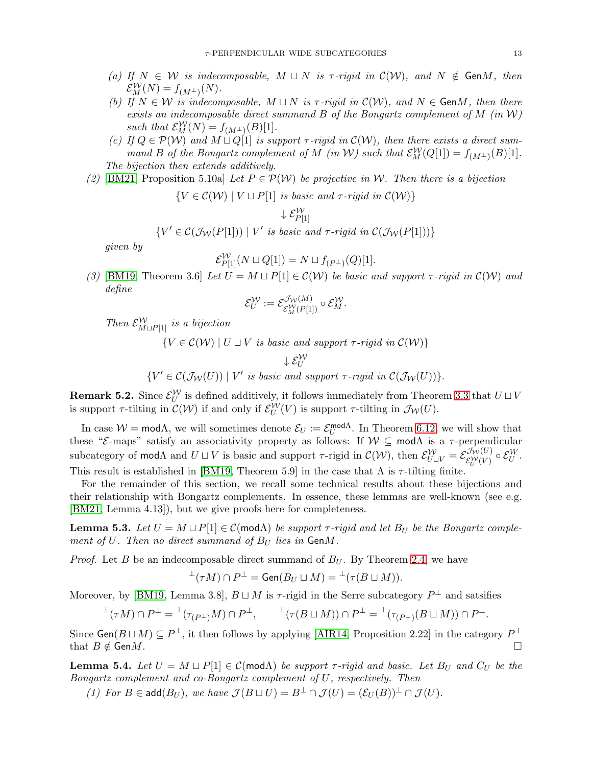(a) If $N \in \mathcal{W}$ is indecomposable, $M \sqcup N$ is $\tau$-rigid in $\mathcal{C}(\mathcal{W})$, and $N \notin \mathsf{Gen}M$, then $\mathcal{E}^{\mathcal{W}}_M(N) = f_{(M^\perp)}(N)$.

(b) If $N \in \mathcal{W}$ is indecomposable, $M \sqcup N$ is $\tau$-rigid in $\mathcal{C}(\mathcal{W})$, and $N \in \mathsf{Gen}M$, then there exists an indecomposable direct summand $B$ of the Bongartz complement of $M$ (in $\mathcal{W}$) such that $\mathcal{E}^{\mathcal{W}}_M(N) = f_{(M^\perp)}(B)[1]$.

(c) If $Q \in \mathcal{P}(\mathcal{W})$ and $M \sqcup Q[1]$ is support $\tau$-rigid in $\mathcal{C}(\mathcal{W})$, then there exists a direct summand $B$ of the Bongartz complement of $M$ (in $\mathcal{W}$) such that $\mathcal{E}^{\mathcal{W}}_M(Q[1]) = f_{(M^\perp)}(B)[1]$.

*The bijection then extends additively.*

(2) [BM21, Proposition 5.10a] *Let $P \in \mathcal{P}(\mathcal{W})$ be projective in $\mathcal{W}$. Then there is a bijection*

$$\{V \in \mathcal{C}(\mathcal{W}) \mid V \sqcup P[1] \text{ is basic and } \tau\text{-rigid in } \mathcal{C}(\mathcal{W})\}$$
$$\downarrow \mathcal{E}^{\mathcal{W}}_{P[1]}$$
$$\{V' \in \mathcal{C}(\mathcal{J}_{\mathcal{W}}(P[1])) \mid V' \text{ is basic and } \tau\text{-rigid in } \mathcal{C}(\mathcal{J}_{\mathcal{W}}(P[1]))\}$$

*given by*

$$\mathcal{E}^{\mathcal{W}}_{P[1]}(N \sqcup Q[1]) = N \sqcup f_{(P^\perp)}(Q)[1].$$

(3) [BM19, Theorem 3.6] *Let $U = M \sqcup P[1] \in \mathcal{C}(\mathcal{W})$ be basic and support $\tau$-rigid in $\mathcal{C}(\mathcal{W})$ and define*

$$\mathcal{E}^{\mathcal{W}}_U := \mathcal{E}^{\mathcal{J}_{\mathcal{W}}(M)}_{\mathcal{E}^{\mathcal{W}}_M(P[1])} \circ \mathcal{E}^{\mathcal{W}}_M.$$

*Then $\mathcal{E}^{\mathcal{W}}_{M\sqcup P[1]}$ is a bijection*

$$\{V \in \mathcal{C}(\mathcal{W}) \mid U \sqcup V \text{ is basic and support } \tau\text{-rigid in } \mathcal{C}(\mathcal{W})\}$$
$$\downarrow \mathcal{E}^{\mathcal{W}}_U$$
$$\{V' \in \mathcal{C}(\mathcal{J}_{\mathcal{W}}(U)) \mid V' \text{ is basic and support } \tau\text{-rigid in } \mathcal{C}(\mathcal{J}_{\mathcal{W}}(U))\}.$$

**Remark 5.2.** Since $\mathcal{E}^{\mathcal{W}}_U$ is defined additively, it follows immediately from Theorem 3.3 that $U \sqcup V$ is support $\tau$-tilting in $\mathcal{C}(\mathcal{W})$ if and only if $\mathcal{E}^{\mathcal{W}}_U(V)$ is support $\tau$-tilting in $\mathcal{J}_{\mathcal{W}}(U)$.

In case $\mathcal{W} = \mathsf{mod}\Lambda$, we will sometimes denote $\mathcal{E}_U := \mathcal{E}^{\mathsf{mod}\Lambda}_U$. In Theorem 6.12, we will show that these "$\mathcal{E}$-maps" satisfy an associativity property as follows: If $\mathcal{W} \subseteq \mathsf{mod}\Lambda$ is a $\tau$-perpendicular subcategory of $\mathsf{mod}\Lambda$ and $U \sqcup V$ is basic and support $\tau$-rigid in $\mathcal{C}(\mathcal{W})$, then $\mathcal{E}^{\mathcal{W}}_{U\sqcup V} = \mathcal{E}^{\mathcal{J}_{\mathcal{W}}(U)}_{\mathcal{E}^{\mathcal{W}}_U(V)} \circ \mathcal{E}^{W}_U$. This result is established in [BM19, Theorem 5.9] in the case that $\Lambda$ is $\tau$-tilting finite.

For the remainder of this section, we recall some technical results about these bijections and their relationship with Bongartz complements. In essence, these lemmas are well-known (see e.g. [BM21, Lemma 4.13]), but we give proofs here for completeness.

**Lemma 5.3.** *Let $U = M \sqcup P[1] \in \mathcal{C}(\mathsf{mod}\Lambda)$ be support $\tau$-rigid and let $B_U$ be the Bongartz complement of $U$. Then no direct summand of $B_U$ lies in $\mathsf{Gen}M$.*

*Proof.* Let $B$ be an indecomposable direct summand of $B_U$. By Theorem 2.4, we have

$$^\perp(\tau M) \cap P^\perp = \mathsf{Gen}(B_U \sqcup M) = {}^\perp(\tau(B \sqcup M)).$$

Moreover, by [BM19, Lemma 3.8], $B \sqcup M$ is $\tau$-rigid in the Serre subcategory $P^\perp$ and satsifies

$$^\perp(\tau M) \cap P^\perp = {}^\perp(\tau_{(P^\perp)} M) \cap P^\perp, \qquad {}^\perp(\tau(B \sqcup M)) \cap P^\perp = {}^\perp(\tau_{(P^\perp)}(B \sqcup M)) \cap P^\perp.$$

Since $\mathsf{Gen}(B \sqcup M) \subseteq P^\perp$, it then follows by applying [AIR14, Proposition 2.22] in the category $P^\perp$ that $B \notin \mathsf{Gen}M$. $\square$

**Lemma 5.4.** *Let $U = M \sqcup P[1] \in \mathcal{C}(\mathsf{mod}\Lambda)$ be support $\tau$-rigid and basic. Let $B_U$ and $C_U$ be the Bongartz complement and co-Bongartz complement of $U$, respectively. Then*

(1) *For $B \in \mathsf{add}(B_U)$, we have $\mathcal{J}(B \sqcup U) = B^\perp \cap \mathcal{J}(U) = (\mathcal{E}_U(B))^\perp \cap \mathcal{J}(U)$.*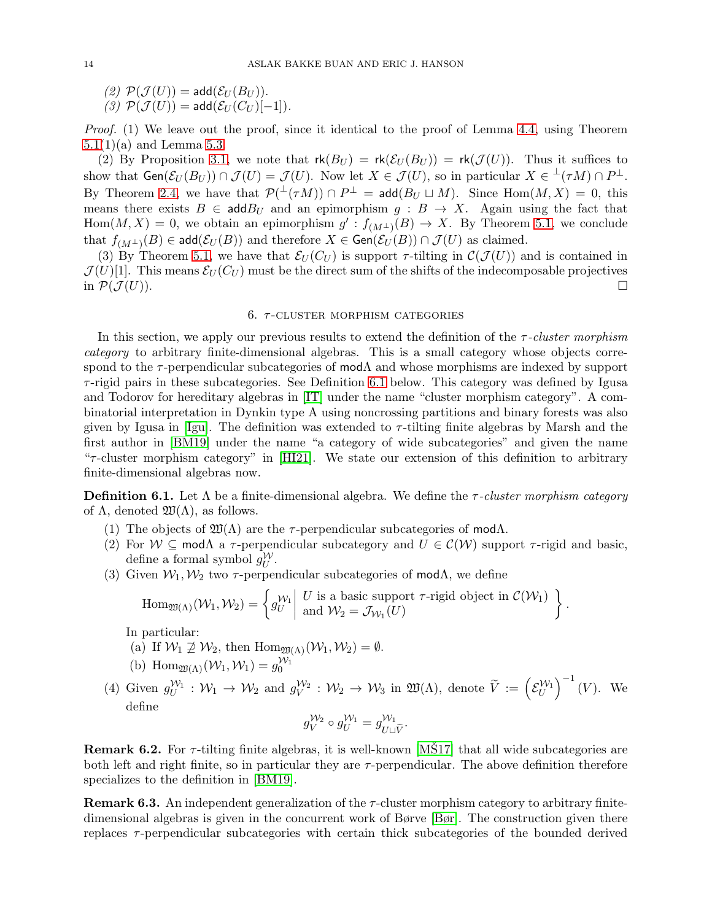(2) $\mathcal{P}(\mathcal{J}(U)) = \mathsf{add}(\mathcal{E}_U(B_U))$.
(3) $\mathcal{P}(\mathcal{J}(U)) = \mathsf{add}(\mathcal{E}_U(C_U)[-1])$.

*Proof.* (1) We leave out the proof, since it identical to the proof of Lemma 4.4, using Theorem 5.1(1)(a) and Lemma 5.3.

(2) By Proposition 3.1, we note that $\mathsf{rk}(B_U) = \mathsf{rk}(\mathcal{E}_U(B_U)) = \mathsf{rk}(\mathcal{J}(U))$. Thus it suffices to show that $\mathsf{Gen}(\mathcal{E}_U(B_U)) \cap \mathcal{J}(U) = \mathcal{J}(U)$. Now let $X \in \mathcal{J}(U)$, so in particular $X \in {}^{\perp}(\tau M) \cap P^{\perp}$. By Theorem 2.4, we have that $\mathcal{P}({}^{\perp}(\tau M)) \cap P^{\perp} = \mathsf{add}(B_U \sqcup M)$. Since $\mathrm{Hom}(M, X) = 0$, this means there exists $B \in \mathsf{add}B_U$ and an epimorphism $g : B \to X$. Again using the fact that $\mathrm{Hom}(M, X) = 0$, we obtain an epimorphism $g' : f_{(M^{\perp})}(B) \to X$. By Theorem 5.1, we conclude that $f_{(M^{\perp})}(B) \in \mathsf{add}(\mathcal{E}_U(B))$ and therefore $X \in \mathsf{Gen}(\mathcal{E}_U(B)) \cap \mathcal{J}(U)$ as claimed.

(3) By Theorem 5.1, we have that $\mathcal{E}_U(C_U)$ is support $\tau$-tilting in $\mathcal{C}(\mathcal{J}(U))$ and is contained in $\mathcal{J}(U)[1]$. This means $\mathcal{E}_U(C_U)$ must be the direct sum of the shifts of the indecomposable projectives in $\mathcal{P}(\mathcal{J}(U))$. □

## 6. $\tau$-cluster morphism categories

In this section, we apply our previous results to extend the definition of the *$\tau$-cluster morphism category* to arbitrary finite-dimensional algebras. This is a small category whose objects correspond to the $\tau$-perpendicular subcategories of $\mathsf{mod}\Lambda$ and whose morphisms are indexed by support $\tau$-rigid pairs in these subcategories. See Definition 6.1 below. This category was defined by Igusa and Todorov for hereditary algebras in [IT] under the name "cluster morphism category". A combinatorial interpretation in Dynkin type A using noncrossing partitions and binary forests was also given by Igusa in [Igu]. The definition was extended to $\tau$-tilting finite algebras by Marsh and the first author in [BM19] under the name "a category of wide subcategories" and given the name "$\tau$-cluster morphism category" in [HI21]. We state our extension of this definition to arbitrary finite-dimensional algebras now.

**Definition 6.1.** Let $\Lambda$ be a finite-dimensional algebra. We define the *$\tau$-cluster morphism category* of $\Lambda$, denoted $\mathfrak{W}(\Lambda)$, as follows.

1. The objects of $\mathfrak{W}(\Lambda)$ are the $\tau$-perpendicular subcategories of $\mathsf{mod}\Lambda$.
2. For $\mathcal{W} \subseteq \mathsf{mod}\Lambda$ a $\tau$-perpendicular subcategory and $U \in \mathcal{C}(\mathcal{W})$ support $\tau$-rigid and basic, define a formal symbol $g_U^{\mathcal{W}}$.
3. Given $\mathcal{W}_1, \mathcal{W}_2$ two $\tau$-perpendicular subcategories of $\mathsf{mod}\Lambda$, we define
$$\mathrm{Hom}_{\mathfrak{W}(\Lambda)}(\mathcal{W}_1, \mathcal{W}_2) = \left\{ g_U^{\mathcal{W}_1} \;\middle|\; \begin{array}{l} U \text{ is a basic support } \tau\text{-rigid object in } \mathcal{C}(\mathcal{W}_1) \\ \text{and } \mathcal{W}_2 = \mathcal{J}_{\mathcal{W}_1}(U) \end{array} \right\}.$$
In particular:
   (a) If $\mathcal{W}_1 \not\supseteq \mathcal{W}_2$, then $\mathrm{Hom}_{\mathfrak{W}(\Lambda)}(\mathcal{W}_1, \mathcal{W}_2) = \emptyset$.
   (b) $\mathrm{Hom}_{\mathfrak{W}(\Lambda)}(\mathcal{W}_1, \mathcal{W}_1) = g_0^{\mathcal{W}_1}$
4. Given $g_U^{\mathcal{W}_1} : \mathcal{W}_1 \to \mathcal{W}_2$ and $g_V^{\mathcal{W}_2} : \mathcal{W}_2 \to \mathcal{W}_3$ in $\mathfrak{W}(\Lambda)$, denote $\widetilde{V} := \left(\mathcal{E}_U^{\mathcal{W}_1}\right)^{-1}(V)$. We define
$$g_V^{\mathcal{W}_2} \circ g_U^{\mathcal{W}_1} = g_{U \sqcup \widetilde{V}}^{\mathcal{W}_1}.$$

**Remark 6.2.** For $\tau$-tilting finite algebras, it is well-known [MŠ17] that all wide subcategories are both left and right finite, so in particular they are $\tau$-perpendicular. The above definition therefore specializes to the definition in [BM19].

**Remark 6.3.** An independent generalization of the $\tau$-cluster morphism category to arbitrary finite-dimensional algebras is given in the concurrent work of Børve [Bør]. The construction given there replaces $\tau$-perpendicular subcategories with certain thick subcategories of the bounded derived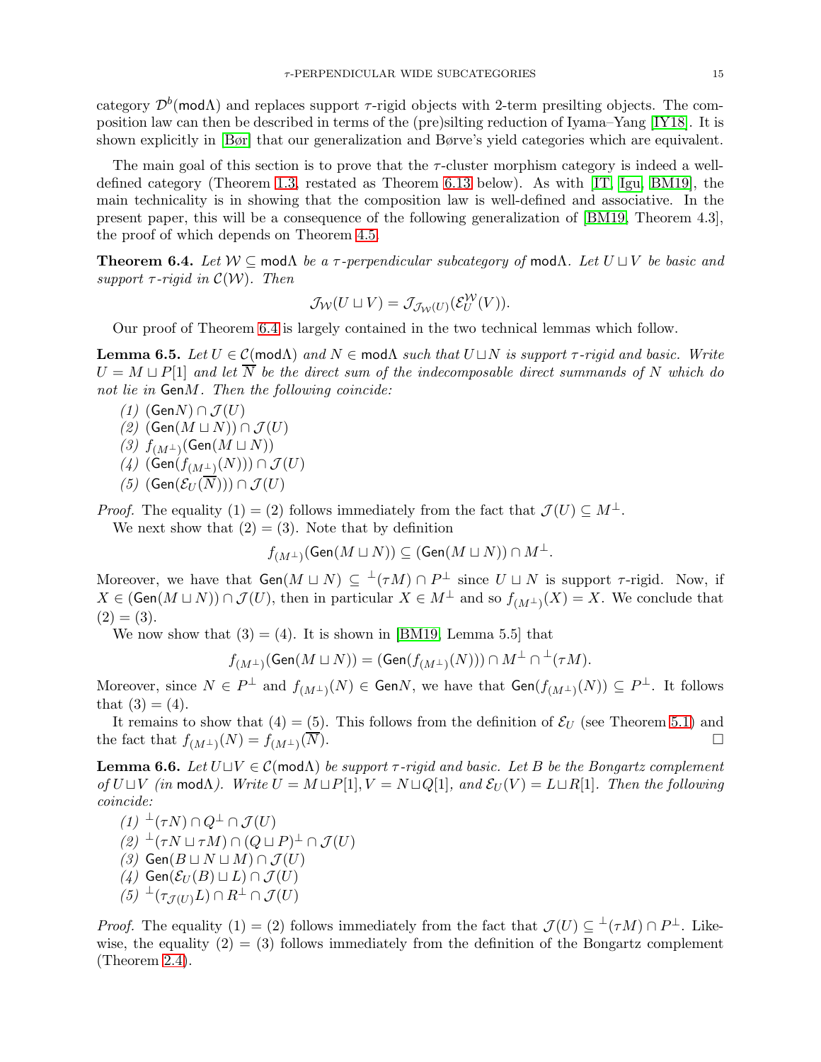category $\mathcal{D}^b(\mathsf{mod}\Lambda)$ and replaces support $\tau$-rigid objects with 2-term presilting objects. The composition law can then be described in terms of the (pre)silting reduction of Iyama–Yang [IY18]. It is shown explicitly in [Bør] that our generalization and Børve's yield categories which are equivalent.

The main goal of this section is to prove that the $\tau$-cluster morphism category is indeed a well-defined category (Theorem 1.3, restated as Theorem 6.13 below). As with [IT, Igu, BM19], the main technicality is in showing that the composition law is well-defined and associative. In the present paper, this will be a consequence of the following generalization of [BM19, Theorem 4.3], the proof of which depends on Theorem 4.5.

**Theorem 6.4.** *Let $\mathcal{W} \subseteq \mathsf{mod}\Lambda$ be a $\tau$-perpendicular subcategory of $\mathsf{mod}\Lambda$. Let $U \sqcup V$ be basic and support $\tau$-rigid in $\mathcal{C}(\mathcal{W})$. Then*

$$\mathcal{J}_{\mathcal{W}}(U \sqcup V) = \mathcal{J}_{\mathcal{J}_{\mathcal{W}}(U)}(\mathcal{E}_U^{\mathcal{W}}(V)).$$

Our proof of Theorem 6.4 is largely contained in the two technical lemmas which follow.

**Lemma 6.5.** *Let $U \in \mathcal{C}(\mathsf{mod}\Lambda)$ and $N \in \mathsf{mod}\Lambda$ such that $U \sqcup N$ is support $\tau$-rigid and basic. Write $U = M \sqcup P[1]$ and let $\overline{N}$ be the direct sum of the indecomposable direct summands of $N$ which do not lie in $\mathsf{Gen}M$. Then the following coincide:*

*(1) $(\mathsf{Gen}N) \cap \mathcal{J}(U)$*
*(2) $(\mathsf{Gen}(M \sqcup N)) \cap \mathcal{J}(U)$*
*(3) $f_{(M^\perp)}(\mathsf{Gen}(M \sqcup N))$*
*(4) $(\mathsf{Gen}(f_{(M^\perp)}(N))) \cap \mathcal{J}(U)$*
*(5) $(\mathsf{Gen}(\mathcal{E}_U(\overline{N}))) \cap \mathcal{J}(U)$*

*Proof.* The equality $(1) = (2)$ follows immediately from the fact that $\mathcal{J}(U) \subseteq M^\perp$.

We next show that $(2) = (3)$. Note that by definition

$$f_{(M^\perp)}(\mathsf{Gen}(M \sqcup N)) \subseteq (\mathsf{Gen}(M \sqcup N)) \cap M^\perp.$$

Moreover, we have that $\mathsf{Gen}(M \sqcup N) \subseteq {}^\perp(\tau M) \cap P^\perp$ since $U \sqcup N$ is support $\tau$-rigid. Now, if $X \in (\mathsf{Gen}(M \sqcup N)) \cap \mathcal{J}(U)$, then in particular $X \in M^\perp$ and so $f_{(M^\perp)}(X) = X$. We conclude that $(2) = (3)$.

We now show that $(3) = (4)$. It is shown in [BM19, Lemma 5.5] that

$$f_{(M^\perp)}(\mathsf{Gen}(M \sqcup N)) = (\mathsf{Gen}(f_{(M^\perp)}(N))) \cap M^\perp \cap {}^\perp(\tau M).$$

Moreover, since $N \in P^\perp$ and $f_{(M^\perp)}(N) \in \mathsf{Gen}N$, we have that $\mathsf{Gen}(f_{(M^\perp)}(N)) \subseteq P^\perp$. It follows that $(3) = (4)$.

It remains to show that $(4) = (5)$. This follows from the definition of $\mathcal{E}_U$ (see Theorem 5.1) and the fact that $f_{(M^\perp)}(N) = f_{(M^\perp)}(\overline{N})$. □

**Lemma 6.6.** *Let $U \sqcup V \in \mathcal{C}(\mathsf{mod}\Lambda)$ be support $\tau$-rigid and basic. Let $B$ be the Bongartz complement of $U \sqcup V$ (in $\mathsf{mod}\Lambda$). Write $U = M \sqcup P[1], V = N \sqcup Q[1]$, and $\mathcal{E}_U(V) = L \sqcup R[1]$. Then the following coincide:*

*(1) ${}^\perp(\tau N) \cap Q^\perp \cap \mathcal{J}(U)$*
*(2) ${}^\perp(\tau N \sqcup \tau M) \cap (Q \sqcup P)^\perp \cap \mathcal{J}(U)$*
*(3) $\mathsf{Gen}(B \sqcup N \sqcup M) \cap \mathcal{J}(U)$*
*(4) $\mathsf{Gen}(\mathcal{E}_U(B) \sqcup L) \cap \mathcal{J}(U)$*
*(5) ${}^\perp(\tau_{\mathcal{J}(U)}L) \cap R^\perp \cap \mathcal{J}(U)$*

*Proof.* The equality $(1) = (2)$ follows immediately from the fact that $\mathcal{J}(U) \subseteq {}^\perp(\tau M) \cap P^\perp$. Likewise, the equality $(2) = (3)$ follows immediately from the definition of the Bongartz complement (Theorem 2.4).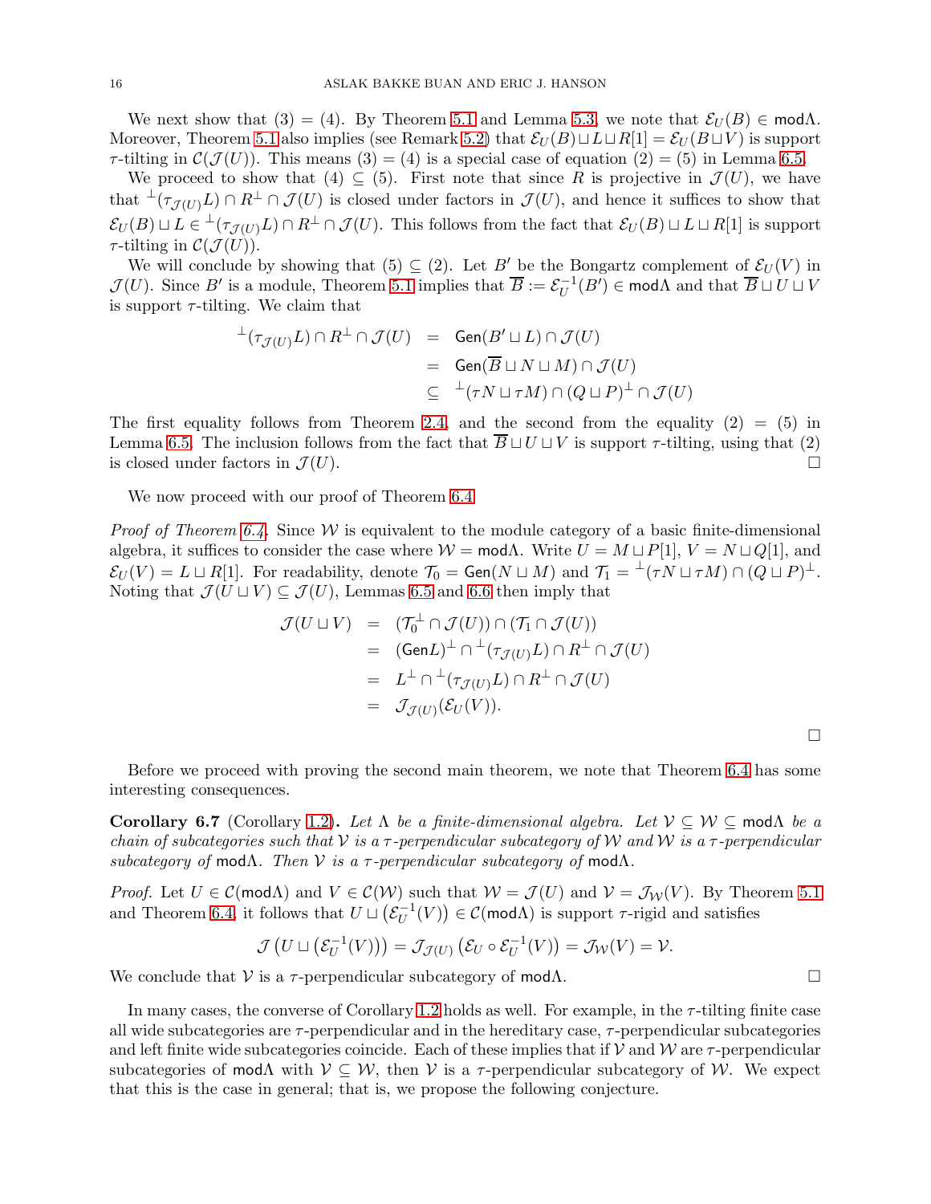We next show that (3) = (4). By Theorem 5.1 and Lemma 5.3, we note that $\mathcal{E}_U(B) \in \mathsf{mod}\Lambda$. Moreover, Theorem 5.1 also implies (see Remark 5.2) that $\mathcal{E}_U(B) \sqcup L \sqcup R[1] = \mathcal{E}_U(B \sqcup V)$ is support $\tau$-tilting in $\mathcal{C}(\mathcal{J}(U))$. This means (3) = (4) is a special case of equation (2) = (5) in Lemma 6.5.

We proceed to show that (4) $\subseteq$ (5). First note that since $R$ is projective in $\mathcal{J}(U)$, we have that ${}^\perp(\tau_{\mathcal{J}(U)}L) \cap R^\perp \cap \mathcal{J}(U)$ is closed under factors in $\mathcal{J}(U)$, and hence it suffices to show that $\mathcal{E}_U(B) \sqcup L \in {}^\perp(\tau_{\mathcal{J}(U)}L) \cap R^\perp \cap \mathcal{J}(U)$. This follows from the fact that $\mathcal{E}_U(B) \sqcup L \sqcup R[1]$ is support $\tau$-tilting in $\mathcal{C}(\mathcal{J}(U))$.

We will conclude by showing that (5) $\subseteq$ (2). Let $B'$ be the Bongartz complement of $\mathcal{E}_U(V)$ in $\mathcal{J}(U)$. Since $B'$ is a module, Theorem 5.1 implies that $\overline{B} := \mathcal{E}_U^{-1}(B') \in \mathsf{mod}\Lambda$ and that $\overline{B} \sqcup U \sqcup V$ is support $\tau$-tilting. We claim that

$$
\begin{aligned}
{}^\perp(\tau_{\mathcal{J}(U)}L) \cap R^\perp \cap \mathcal{J}(U) &= \mathsf{Gen}(B' \sqcup L) \cap \mathcal{J}(U) \\
&= \mathsf{Gen}(\overline{B} \sqcup N \sqcup M) \cap \mathcal{J}(U) \\
&\subseteq {}^\perp(\tau N \sqcup \tau M) \cap (Q \sqcup P)^\perp \cap \mathcal{J}(U)
\end{aligned}
$$

The first equality follows from Theorem 2.4, and the second from the equality (2) = (5) in Lemma 6.5. The inclusion follows from the fact that $\overline{B} \sqcup U \sqcup V$ is support $\tau$-tilting, using that (2) is closed under factors in $\mathcal{J}(U)$. □

We now proceed with our proof of Theorem 6.4.

*Proof of Theorem 6.4.* Since $\mathcal{W}$ is equivalent to the module category of a basic finite-dimensional algebra, it suffices to consider the case where $\mathcal{W} = \mathsf{mod}\Lambda$. Write $U = M \sqcup P[1]$, $V = N \sqcup Q[1]$, and $\mathcal{E}_U(V) = L \sqcup R[1]$. For readability, denote $\mathcal{T}_0 = \mathsf{Gen}(N \sqcup M)$ and $\mathcal{T}_1 = {}^\perp(\tau N \sqcup \tau M) \cap (Q \sqcup P)^\perp$. Noting that $\mathcal{J}(U \sqcup V) \subseteq \mathcal{J}(U)$, Lemmas 6.5 and 6.6 then imply that

$$
\begin{aligned}
\mathcal{J}(U \sqcup V) &= (\mathcal{T}_0^\perp \cap \mathcal{J}(U)) \cap (\mathcal{T}_1 \cap \mathcal{J}(U)) \\
&= (\mathsf{Gen}L)^\perp \cap {}^\perp(\tau_{\mathcal{J}(U)}L) \cap R^\perp \cap \mathcal{J}(U) \\
&= L^\perp \cap {}^\perp(\tau_{\mathcal{J}(U)}L) \cap R^\perp \cap \mathcal{J}(U) \\
&= \mathcal{J}_{\mathcal{J}(U)}(\mathcal{E}_U(V)).
\end{aligned}
$$

□

Before we proceed with proving the second main theorem, we note that Theorem 6.4 has some interesting consequences.

**Corollary 6.7** (Corollary 1.2)**.** *Let $\Lambda$ be a finite-dimensional algebra. Let $\mathcal{V} \subseteq \mathcal{W} \subseteq \mathsf{mod}\Lambda$ be a chain of subcategories such that $\mathcal{V}$ is a $\tau$-perpendicular subcategory of $\mathcal{W}$ and $\mathcal{W}$ is a $\tau$-perpendicular subcategory of $\mathsf{mod}\Lambda$. Then $\mathcal{V}$ is a $\tau$-perpendicular subcategory of $\mathsf{mod}\Lambda$.*

*Proof.* Let $U \in \mathcal{C}(\mathsf{mod}\Lambda)$ and $V \in \mathcal{C}(\mathcal{W})$ such that $\mathcal{W} = \mathcal{J}(U)$ and $\mathcal{V} = \mathcal{J}_{\mathcal{W}}(V)$. By Theorem 5.1 and Theorem 6.4, it follows that $U \sqcup \left(\mathcal{E}_U^{-1}(V)\right) \in \mathcal{C}(\mathsf{mod}\Lambda)$ is support $\tau$-rigid and satisfies

$$
\mathcal{J}\left(U \sqcup \left(\mathcal{E}_U^{-1}(V)\right)\right) = \mathcal{J}_{\mathcal{J}(U)}\left(\mathcal{E}_U \circ \mathcal{E}_U^{-1}(V)\right) = \mathcal{J}_{\mathcal{W}}(V) = \mathcal{V}.
$$

We conclude that $\mathcal{V}$ is a $\tau$-perpendicular subcategory of $\mathsf{mod}\Lambda$. □

In many cases, the converse of Corollary 1.2 holds as well. For example, in the $\tau$-tilting finite case all wide subcategories are $\tau$-perpendicular and in the hereditary case, $\tau$-perpendicular subcategories and left finite wide subcategories coincide. Each of these implies that if $\mathcal{V}$ and $\mathcal{W}$ are $\tau$-perpendicular subcategories of $\mathsf{mod}\Lambda$ with $\mathcal{V} \subseteq \mathcal{W}$, then $\mathcal{V}$ is a $\tau$-perpendicular subcategory of $\mathcal{W}$. We expect that this is the case in general; that is, we propose the following conjecture.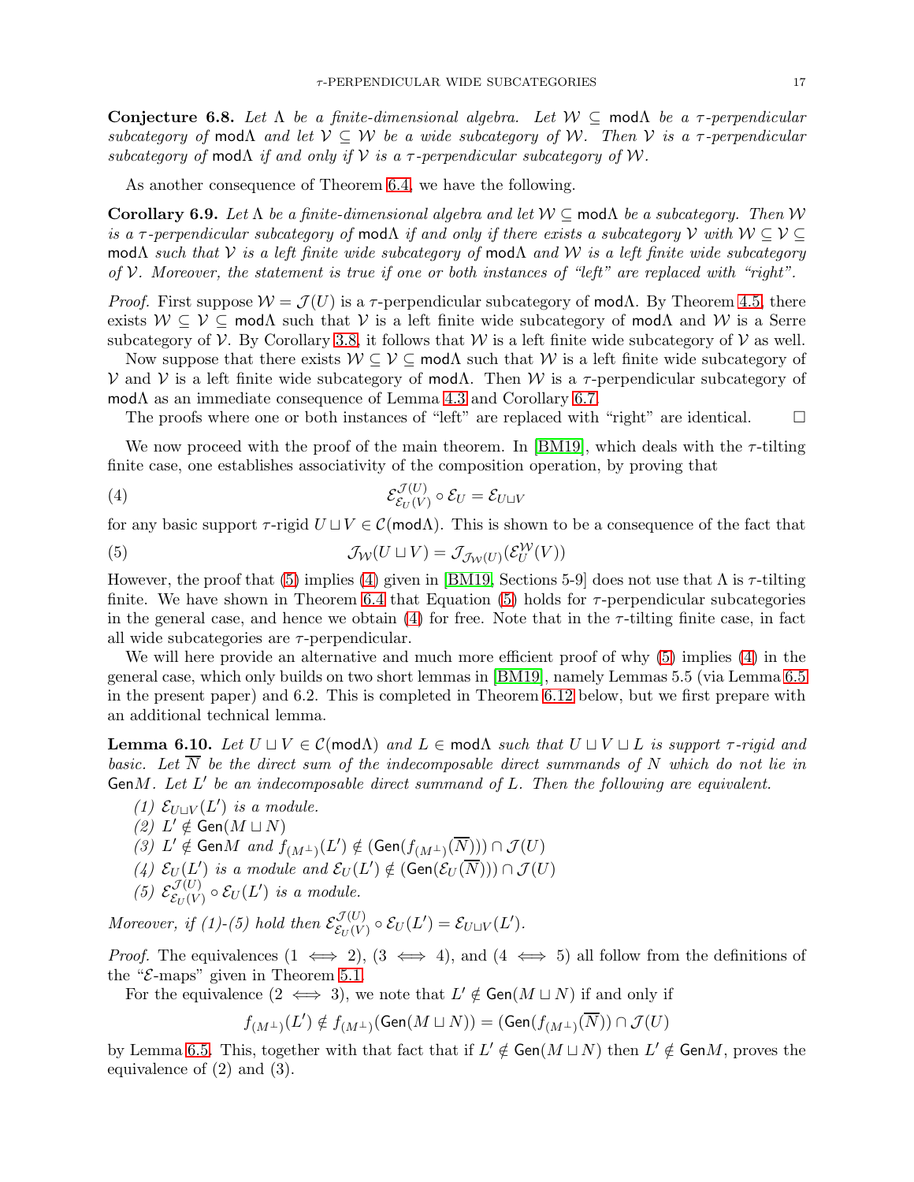**Conjecture 6.8.** *Let $\Lambda$ be a finite-dimensional algebra. Let $\mathcal{W} \subseteq \mathsf{mod}\Lambda$ be a $\tau$-perpendicular subcategory of $\mathsf{mod}\Lambda$ and let $\mathcal{V} \subseteq \mathcal{W}$ be a wide subcategory of $\mathcal{W}$. Then $\mathcal{V}$ is a $\tau$-perpendicular subcategory of $\mathsf{mod}\Lambda$ if and only if $\mathcal{V}$ is a $\tau$-perpendicular subcategory of $\mathcal{W}$.*

As another consequence of Theorem 6.4, we have the following.

**Corollary 6.9.** *Let $\Lambda$ be a finite-dimensional algebra and let $\mathcal{W} \subseteq \mathsf{mod}\Lambda$ be a subcategory. Then $\mathcal{W}$ is a $\tau$-perpendicular subcategory of $\mathsf{mod}\Lambda$ if and only if there exists a subcategory $\mathcal{V}$ with $\mathcal{W} \subseteq \mathcal{V} \subseteq \mathsf{mod}\Lambda$ such that $\mathcal{V}$ is a left finite wide subcategory of $\mathsf{mod}\Lambda$ and $\mathcal{W}$ is a left finite wide subcategory of $\mathcal{V}$. Moreover, the statement is true if one or both instances of "left" are replaced with "right".*

*Proof.* First suppose $\mathcal{W} = \mathcal{J}(U)$ is a $\tau$-perpendicular subcategory of $\mathsf{mod}\Lambda$. By Theorem 4.5, there exists $\mathcal{W} \subseteq \mathcal{V} \subseteq \mathsf{mod}\Lambda$ such that $\mathcal{V}$ is a left finite wide subcategory of $\mathsf{mod}\Lambda$ and $\mathcal{W}$ is a Serre subcategory of $\mathcal{V}$. By Corollary 3.8, it follows that $\mathcal{W}$ is a left finite wide subcategory of $\mathcal{V}$ as well.

Now suppose that there exists $\mathcal{W} \subseteq \mathcal{V} \subseteq \mathsf{mod}\Lambda$ such that $\mathcal{W}$ is a left finite wide subcategory of $\mathcal{V}$ and $\mathcal{V}$ is a left finite wide subcategory of $\mathsf{mod}\Lambda$. Then $\mathcal{W}$ is a $\tau$-perpendicular subcategory of $\mathsf{mod}\Lambda$ as an immediate consequence of Lemma 4.3 and Corollary 6.7.

The proofs where one or both instances of "left" are replaced with "right" are identical. $\square$

We now proceed with the proof of the main theorem. In [BM19], which deals with the $\tau$-tilting finite case, one establishes associativity of the composition operation, by proving that

$$\mathcal{E}^{\mathcal{J}(U)}_{\mathcal{E}_U(V)} \circ \mathcal{E}_U = \mathcal{E}_{U \sqcup V} \tag{4}$$

for any basic support $\tau$-rigid $U \sqcup V \in \mathcal{C}(\mathsf{mod}\Lambda)$. This is shown to be a consequence of the fact that

$$\mathcal{J}_{\mathcal{W}}(U \sqcup V) = \mathcal{J}_{\mathcal{J}_{\mathcal{W}}(U)}(\mathcal{E}^{\mathcal{W}}_U(V)) \tag{5}$$

However, the proof that (5) implies (4) given in [BM19, Sections 5-9] does not use that $\Lambda$ is $\tau$-tilting finite. We have shown in Theorem 6.4 that Equation (5) holds for $\tau$-perpendicular subcategories in the general case, and hence we obtain (4) for free. Note that in the $\tau$-tilting finite case, in fact all wide subcategories are $\tau$-perpendicular.

We will here provide an alternative and much more efficient proof of why (5) implies (4) in the general case, which only builds on two short lemmas in [BM19], namely Lemmas 5.5 (via Lemma 6.5 in the present paper) and 6.2. This is completed in Theorem 6.12 below, but we first prepare with an additional technical lemma.

**Lemma 6.10.** *Let $U \sqcup V \in \mathcal{C}(\mathsf{mod}\Lambda)$ and $L \in \mathsf{mod}\Lambda$ such that $U \sqcup V \sqcup L$ is support $\tau$-rigid and basic. Let $\overline{N}$ be the direct sum of the indecomposable direct summands of $N$ which do not lie in $\mathsf{Gen}M$. Let $L'$ be an indecomposable direct summand of $L$. Then the following are equivalent.*

1. *$\mathcal{E}_{U \sqcup V}(L')$ is a module.*
2. *$L' \notin \mathsf{Gen}(M \sqcup N)$*
3. *$L' \notin \mathsf{Gen}M$ and $f_{(M^\perp)}(L') \notin (\mathsf{Gen}(f_{(M^\perp)}(\overline{N}))) \cap \mathcal{J}(U)$*
4. *$\mathcal{E}_U(L')$ is a module and $\mathcal{E}_U(L') \notin (\mathsf{Gen}(\mathcal{E}_U(\overline{N}))) \cap \mathcal{J}(U)$*
5. *$\mathcal{E}^{\mathcal{J}(U)}_{\mathcal{E}_U(V)} \circ \mathcal{E}_U(L')$ is a module.*

*Moreover, if (1)-(5) hold then $\mathcal{E}^{\mathcal{J}(U)}_{\mathcal{E}_U(V)} \circ \mathcal{E}_U(L') = \mathcal{E}_{U \sqcup V}(L')$.*

*Proof.* The equivalences ($1 \iff 2$), ($3 \iff 4$), and ($4 \iff 5$) all follow from the definitions of the "$\mathcal{E}$-maps" given in Theorem 5.1.

For the equivalence ($2 \iff 3$), we note that $L' \notin \mathsf{Gen}(M \sqcup N)$ if and only if

$$f_{(M^\perp)}(L') \notin f_{(M^\perp)}(\mathsf{Gen}(M \sqcup N)) = (\mathsf{Gen}(f_{(M^\perp)}(\overline{N})) \cap \mathcal{J}(U)$$

by Lemma 6.5. This, together with that fact that if $L' \notin \mathsf{Gen}(M \sqcup N)$ then $L' \notin \mathsf{Gen}M$, proves the equivalence of (2) and (3).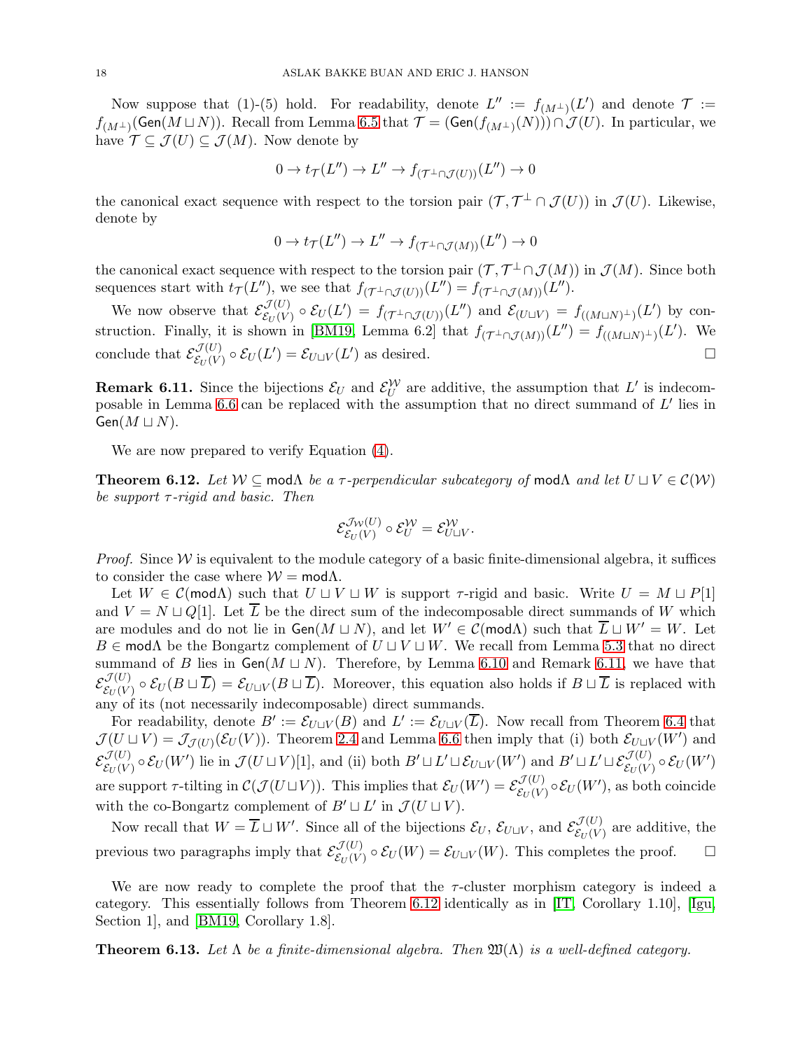Now suppose that (1)-(5) hold. For readability, denote $L'' := f_{(M^\perp)}(L')$ and denote $\mathcal{T} := f_{(M^\perp)}(\mathsf{Gen}(M \sqcup N))$. Recall from Lemma 6.5 that $\mathcal{T} = (\mathsf{Gen}(f_{(M^\perp)}(N))) \cap \mathcal{J}(U)$. In particular, we have $\mathcal{T} \subseteq \mathcal{J}(U) \subseteq \mathcal{J}(M)$. Now denote by

$$0 \to t_{\mathcal{T}}(L'') \to L'' \to f_{(\mathcal{T}^\perp \cap \mathcal{J}(U))}(L'') \to 0$$

the canonical exact sequence with respect to the torsion pair $(\mathcal{T}, \mathcal{T}^\perp \cap \mathcal{J}(U))$ in $\mathcal{J}(U)$. Likewise, denote by

$$0 \to t_{\mathcal{T}}(L'') \to L'' \to f_{(\mathcal{T}^\perp \cap \mathcal{J}(M))}(L'') \to 0$$

the canonical exact sequence with respect to the torsion pair $(\mathcal{T}, \mathcal{T}^\perp \cap \mathcal{J}(M))$ in $\mathcal{J}(M)$. Since both sequences start with $t_{\mathcal{T}}(L'')$, we see that $f_{(\mathcal{T}^\perp \cap \mathcal{J}(U))}(L'') = f_{(\mathcal{T}^\perp \cap \mathcal{J}(M))}(L'')$.

We now observe that $\mathcal{E}^{\mathcal{J}(U)}_{\mathcal{E}_U(V)} \circ \mathcal{E}_U(L') = f_{(\mathcal{T}^\perp \cap \mathcal{J}(U))}(L'')$ and $\mathcal{E}_{(U \sqcup V)} = f_{((M \sqcup N)^\perp)}(L')$ by construction. Finally, it is shown in [BM19, Lemma 6.2] that $f_{(\mathcal{T}^\perp \cap \mathcal{J}(M))}(L'') = f_{((M \sqcup N)^\perp)}(L')$. We conclude that $\mathcal{E}^{\mathcal{J}(U)}_{\mathcal{E}_U(V)} \circ \mathcal{E}_U(L') = \mathcal{E}_{U \sqcup V}(L')$ as desired. □

**Remark 6.11.** Since the bijections $\mathcal{E}_U$ and $\mathcal{E}^{\mathcal{W}}_U$ are additive, the assumption that $L'$ is indecomposable in Lemma 6.6 can be replaced with the assumption that no direct summand of $L'$ lies in $\mathsf{Gen}(M \sqcup N)$.

We are now prepared to verify Equation (4).

**Theorem 6.12.** *Let $\mathcal{W} \subseteq \mathsf{mod}\Lambda$ be a $\tau$-perpendicular subcategory of $\mathsf{mod}\Lambda$ and let $U \sqcup V \in \mathcal{C}(\mathcal{W})$ be support $\tau$-rigid and basic. Then*

$$\mathcal{E}^{\mathcal{J}_{\mathcal{W}}(U)}_{\mathcal{E}_U(V)} \circ \mathcal{E}^{\mathcal{W}}_U = \mathcal{E}^{\mathcal{W}}_{U \sqcup V}.$$

*Proof.* Since $\mathcal{W}$ is equivalent to the module category of a basic finite-dimensional algebra, it suffices to consider the case where $\mathcal{W} = \mathsf{mod}\Lambda$.

Let $W \in \mathcal{C}(\mathsf{mod}\Lambda)$ such that $U \sqcup V \sqcup W$ is support $\tau$-rigid and basic. Write $U = M \sqcup P[1]$ and $V = N \sqcup Q[1]$. Let $\overline{L}$ be the direct sum of the indecomposable direct summands of $W$ which are modules and do not lie in $\mathsf{Gen}(M \sqcup N)$, and let $W' \in \mathcal{C}(\mathsf{mod}\Lambda)$ such that $\overline{L} \sqcup W' = W$. Let $B \in \mathsf{mod}\Lambda$ be the Bongartz complement of $U \sqcup V \sqcup W$. We recall from Lemma 5.3 that no direct summand of $B$ lies in $\mathsf{Gen}(M \sqcup N)$. Therefore, by Lemma 6.10 and Remark 6.11, we have that $\mathcal{E}^{\mathcal{J}(U)}_{\mathcal{E}_U(V)} \circ \mathcal{E}_U(B \sqcup \overline{L}) = \mathcal{E}_{U \sqcup V}(B \sqcup \overline{L})$. Moreover, this equation also holds if $B \sqcup \overline{L}$ is replaced with any of its (not necessarily indecomposable) direct summands.

For readability, denote $B' := \mathcal{E}_{U \sqcup V}(B)$ and $L' := \mathcal{E}_{U \sqcup V}(\overline{L})$. Now recall from Theorem 6.4 that $\mathcal{J}(U \sqcup V) = \mathcal{J}_{\mathcal{J}(U)}(\mathcal{E}_U(V))$. Theorem 2.4 and Lemma 6.6 then imply that (i) both $\mathcal{E}_{U \sqcup V}(W')$ and $\mathcal{E}^{\mathcal{J}(U)}_{\mathcal{E}_U(V)} \circ \mathcal{E}_U(W')$ lie in $\mathcal{J}(U \sqcup V)[1]$, and (ii) both $B' \sqcup L' \sqcup \mathcal{E}_{U \sqcup V}(W')$ and $B' \sqcup L' \sqcup \mathcal{E}^{\mathcal{J}(U)}_{\mathcal{E}_U(V)} \circ \mathcal{E}_U(W')$ are support $\tau$-tilting in $\mathcal{C}(\mathcal{J}(U \sqcup V))$. This implies that $\mathcal{E}_U(W') = \mathcal{E}^{\mathcal{J}(U)}_{\mathcal{E}_U(V)} \circ \mathcal{E}_U(W')$, as both coincide with the co-Bongartz complement of $B' \sqcup L'$ in $\mathcal{J}(U \sqcup V)$.

Now recall that $W = \overline{L} \sqcup W'$. Since all of the bijections $\mathcal{E}_U$, $\mathcal{E}_{U \sqcup V}$, and $\mathcal{E}^{\mathcal{J}(U)}_{\mathcal{E}_U(V)}$ are additive, the previous two paragraphs imply that $\mathcal{E}^{\mathcal{J}(U)}_{\mathcal{E}_U(V)} \circ \mathcal{E}_U(W) = \mathcal{E}_{U \sqcup V}(W)$. This completes the proof. □

We are now ready to complete the proof that the $\tau$-cluster morphism category is indeed a category. This essentially follows from Theorem 6.12 identically as in [IT, Corollary 1.10], [Igu, Section 1], and [BM19, Corollary 1.8].

**Theorem 6.13.** *Let $\Lambda$ be a finite-dimensional algebra. Then $\mathfrak{W}(\Lambda)$ is a well-defined category.*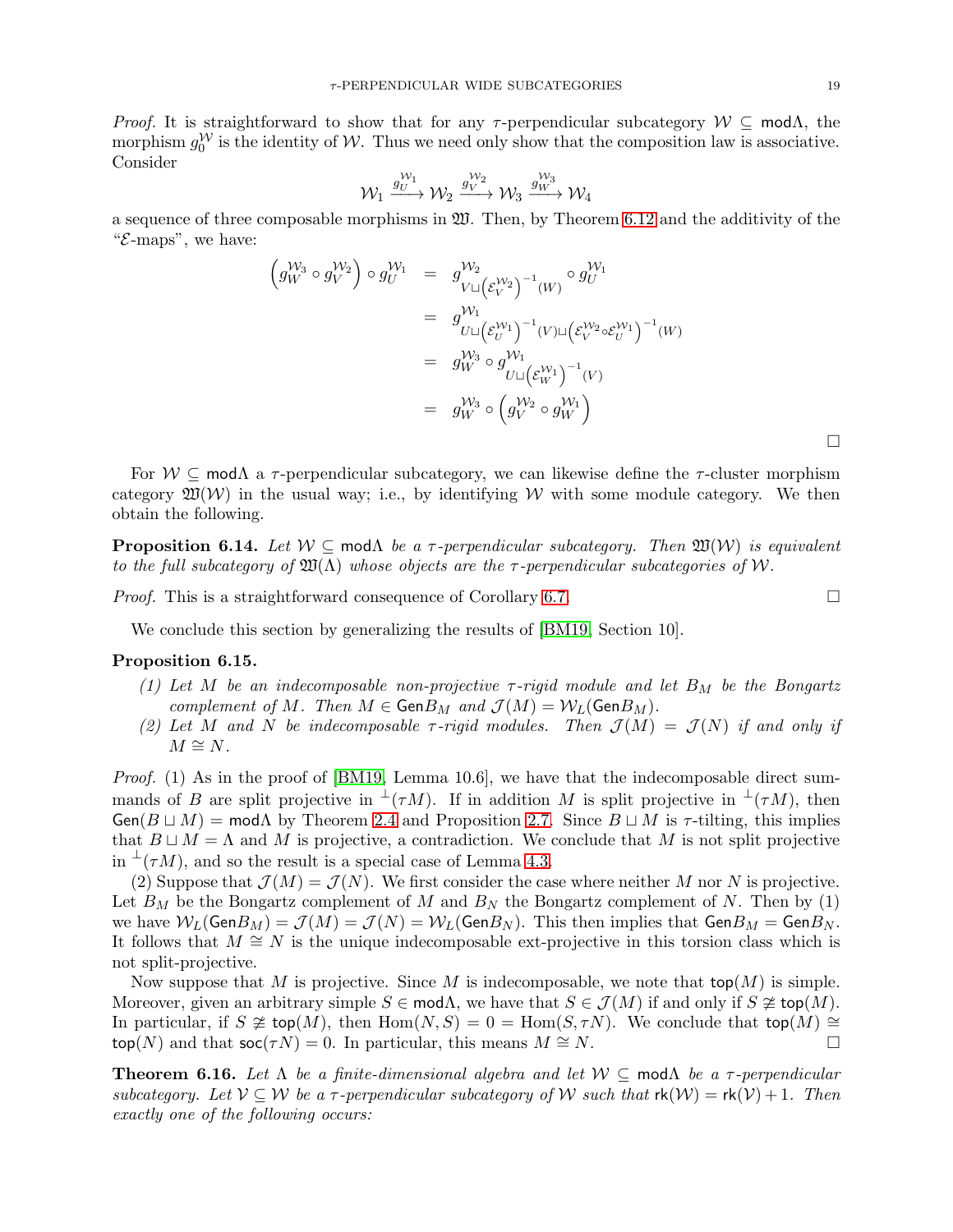*Proof.* It is straightforward to show that for any $\tau$-perpendicular subcategory $\mathcal{W} \subseteq \mathsf{mod}\Lambda$, the morphism $g_0^{\mathcal{W}}$ is the identity of $\mathcal{W}$. Thus we need only show that the composition law is associative. Consider

$$\mathcal{W}_1 \xrightarrow{g_U^{\mathcal{W}_1}} \mathcal{W}_2 \xrightarrow{g_V^{\mathcal{W}_2}} \mathcal{W}_3 \xrightarrow{g_W^{\mathcal{W}_3}} \mathcal{W}_4$$

a sequence of three composable morphisms in $\mathfrak{W}$. Then, by Theorem 6.12 and the additivity of the "$\mathcal{E}$-maps", we have:

$$\begin{aligned}
\left(g_W^{\mathcal{W}_3} \circ g_V^{\mathcal{W}_2}\right) \circ g_U^{\mathcal{W}_1} &= g^{\mathcal{W}_2}_{V \sqcup \left(\mathcal{E}_V^{\mathcal{W}_2}\right)^{-1}(W)} \circ g_U^{\mathcal{W}_1} \\
&= g^{\mathcal{W}_1}_{U \sqcup \left(\mathcal{E}_U^{\mathcal{W}_1}\right)^{-1}(V) \sqcup \left(\mathcal{E}_V^{\mathcal{W}_2} \circ \mathcal{E}_U^{\mathcal{W}_1}\right)^{-1}(W)} \\
&= g_W^{\mathcal{W}_3} \circ g^{\mathcal{W}_1}_{U \sqcup \left(\mathcal{E}_W^{\mathcal{W}_1}\right)^{-1}(V)} \\
&= g_W^{\mathcal{W}_3} \circ \left(g_V^{\mathcal{W}_2} \circ g_W^{\mathcal{W}_1}\right)
\end{aligned}$$

□

For $\mathcal{W} \subseteq \mathsf{mod}\Lambda$ a $\tau$-perpendicular subcategory, we can likewise define the $\tau$-cluster morphism category $\mathfrak{W}(\mathcal{W})$ in the usual way; i.e., by identifying $\mathcal{W}$ with some module category. We then obtain the following.

**Proposition 6.14.** *Let $\mathcal{W} \subseteq \mathsf{mod}\Lambda$ be a $\tau$-perpendicular subcategory. Then $\mathfrak{W}(\mathcal{W})$ is equivalent to the full subcategory of $\mathfrak{W}(\Lambda)$ whose objects are the $\tau$-perpendicular subcategories of $\mathcal{W}$.*

*Proof.* This is a straightforward consequence of Corollary 6.7. □

We conclude this section by generalizing the results of [BM19, Section 10].

**Proposition 6.15.**

1. *Let $M$ be an indecomposable non-projective $\tau$-rigid module and let $B_M$ be the Bongartz complement of $M$. Then $M \in \mathsf{Gen}B_M$ and $\mathcal{J}(M) = \mathcal{W}_L(\mathsf{Gen}B_M)$.*
2. *Let $M$ and $N$ be indecomposable $\tau$-rigid modules. Then $\mathcal{J}(M) = \mathcal{J}(N)$ if and only if $M \cong N$.*

*Proof.* (1) As in the proof of [BM19, Lemma 10.6], we have that the indecomposable direct summands of $B$ are split projective in ${}^{\perp}(\tau M)$. If in addition $M$ is split projective in ${}^{\perp}(\tau M)$, then $\mathsf{Gen}(B \sqcup M) = \mathsf{mod}\Lambda$ by Theorem 2.4 and Proposition 2.7. Since $B \sqcup M$ is $\tau$-tilting, this implies that $B \sqcup M = \Lambda$ and $M$ is projective, a contradiction. We conclude that $M$ is not split projective in ${}^{\perp}(\tau M)$, and so the result is a special case of Lemma 4.3.

(2) Suppose that $\mathcal{J}(M) = \mathcal{J}(N)$. We first consider the case where neither $M$ nor $N$ is projective. Let $B_M$ be the Bongartz complement of $M$ and $B_N$ the Bongartz complement of $N$. Then by (1) we have $\mathcal{W}_L(\mathsf{Gen}B_M) = \mathcal{J}(M) = \mathcal{J}(N) = \mathcal{W}_L(\mathsf{Gen}B_N)$. This then implies that $\mathsf{Gen}B_M = \mathsf{Gen}B_N$. It follows that $M \cong N$ is the unique indecomposable ext-projective in this torsion class which is not split-projective.

Now suppose that $M$ is projective. Since $M$ is indecomposable, we note that $\mathsf{top}(M)$ is simple. Moreover, given an arbitrary simple $S \in \mathsf{mod}\Lambda$, we have that $S \in \mathcal{J}(M)$ if and only if $S \not\cong \mathsf{top}(M)$. In particular, if $S \not\cong \mathsf{top}(M)$, then $\mathrm{Hom}(N, S) = 0 = \mathrm{Hom}(S, \tau N)$. We conclude that $\mathsf{top}(M) \cong \mathsf{top}(N)$ and that $\mathsf{soc}(\tau N) = 0$. In particular, this means $M \cong N$. □

**Theorem 6.16.** *Let $\Lambda$ be a finite-dimensional algebra and let $\mathcal{W} \subseteq \mathsf{mod}\Lambda$ be a $\tau$-perpendicular subcategory. Let $\mathcal{V} \subseteq \mathcal{W}$ be a $\tau$-perpendicular subcategory of $\mathcal{W}$ such that $\mathsf{rk}(\mathcal{W}) = \mathsf{rk}(\mathcal{V}) + 1$. Then exactly one of the following occurs:*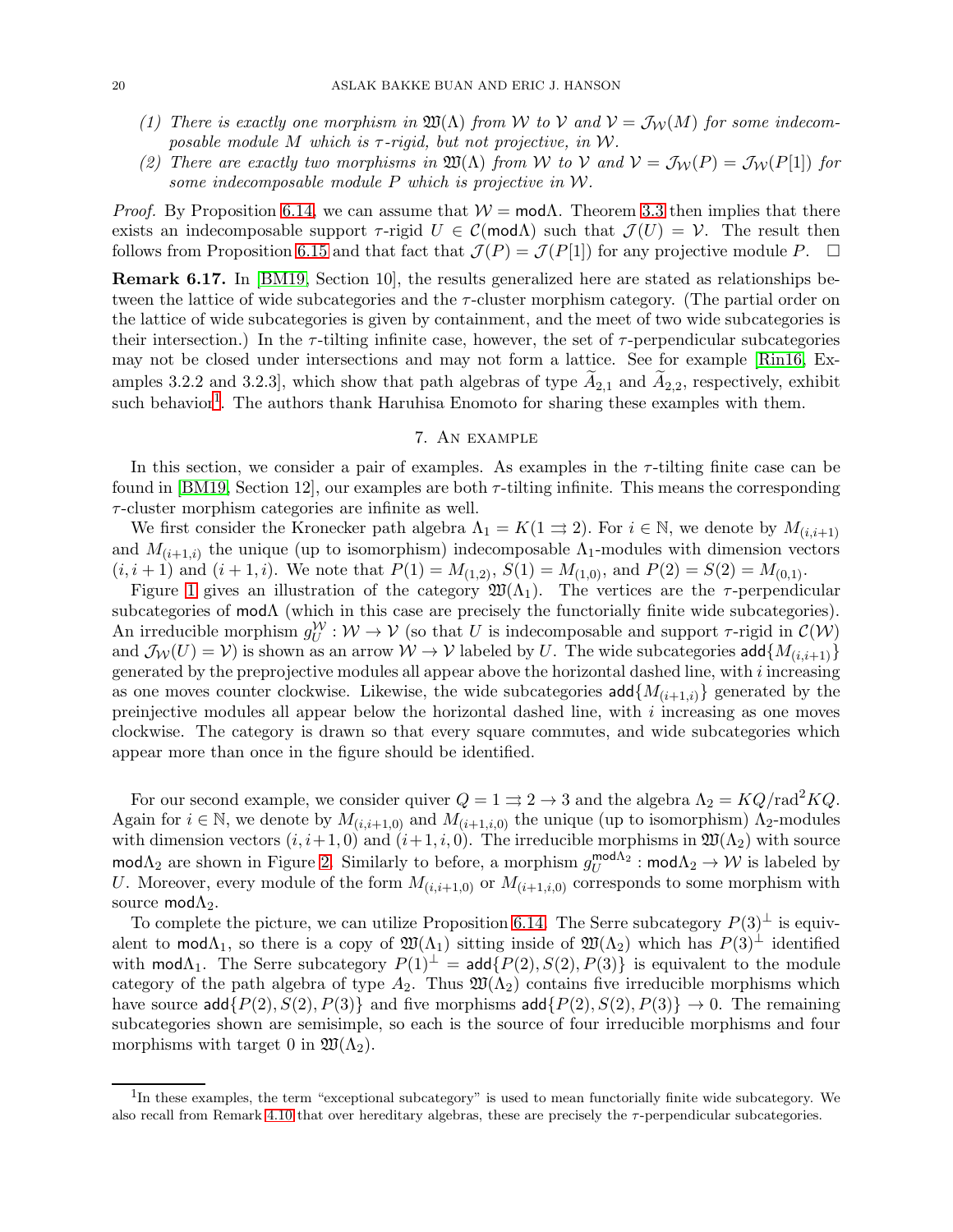*(1) There is exactly one morphism in $\mathfrak{W}(\Lambda)$ from $\mathcal{W}$ to $\mathcal{V}$ and $\mathcal{V} = \mathcal{J}_{\mathcal{W}}(M)$ for some indecomposable module $M$ which is $\tau$-rigid, but not projective, in $\mathcal{W}$.*

*(2) There are exactly two morphisms in $\mathfrak{W}(\Lambda)$ from $\mathcal{W}$ to $\mathcal{V}$ and $\mathcal{V} = \mathcal{J}_{\mathcal{W}}(P) = \mathcal{J}_{\mathcal{W}}(P[1])$ for some indecomposable module $P$ which is projective in $\mathcal{W}$.*

*Proof.* By Proposition 6.14, we can assume that $\mathcal{W} = \mathsf{mod}\Lambda$. Theorem 3.3 then implies that there exists an indecomposable support $\tau$-rigid $U \in \mathcal{C}(\mathsf{mod}\Lambda)$ such that $\mathcal{J}(U) = \mathcal{V}$. The result then follows from Proposition 6.15 and that fact that $\mathcal{J}(P) = \mathcal{J}(P[1])$ for any projective module $P$. $\square$

**Remark 6.17.** In [BM19, Section 10], the results generalized here are stated as relationships between the lattice of wide subcategories and the $\tau$-cluster morphism category. (The partial order on the lattice of wide subcategories is given by containment, and the meet of two wide subcategories is their intersection.) In the $\tau$-tilting infinite case, however, the set of $\tau$-perpendicular subcategories may not be closed under intersections and may not form a lattice. See for example [Rin16, Examples 3.2.2 and 3.2.3], which show that path algebras of type $\widetilde{A}_{2,1}$ and $\widetilde{A}_{2,2}$, respectively, exhibit such behavior[1]. The authors thank Haruhisa Enomoto for sharing these examples with them.

## 7. An example

In this section, we consider a pair of examples. As examples in the $\tau$-tilting finite case can be found in [BM19, Section 12], our examples are both $\tau$-tilting infinite. This means the corresponding $\tau$-cluster morphism categories are infinite as well.

We first consider the Kronecker path algebra $\Lambda_1 = K(1 \rightrightarrows 2)$. For $i \in \mathbb{N}$, we denote by $M_{(i,i+1)}$ and $M_{(i+1,i)}$ the unique (up to isomorphism) indecomposable $\Lambda_1$-modules with dimension vectors $(i, i+1)$ and $(i+1, i)$. We note that $P(1) = M_{(1,2)}$, $S(1) = M_{(1,0)}$, and $P(2) = S(2) = M_{(0,1)}$.

Figure 1 gives an illustration of the category $\mathfrak{W}(\Lambda_1)$. The vertices are the $\tau$-perpendicular subcategories of $\mathsf{mod}\Lambda$ (which in this case are precisely the functorially finite wide subcategories). An irreducible morphism $g^{\mathcal{W}}_U : \mathcal{W} \to \mathcal{V}$ (so that $U$ is indecomposable and support $\tau$-rigid in $\mathcal{C}(\mathcal{W})$ and $\mathcal{J}_{\mathcal{W}}(U) = \mathcal{V}$) is shown as an arrow $\mathcal{W} \to \mathcal{V}$ labeled by $U$. The wide subcategories $\mathsf{add}\{M_{(i,i+1)}\}$ generated by the preprojective modules all appear above the horizontal dashed line, with $i$ increasing as one moves counter clockwise. Likewise, the wide subcategories $\mathsf{add}\{M_{(i+1,i)}\}$ generated by the preinjective modules all appear below the horizontal dashed line, with $i$ increasing as one moves clockwise. The category is drawn so that every square commutes, and wide subcategories which appear more than once in the figure should be identified.

For our second example, we consider quiver $Q = 1 \rightrightarrows 2 \to 3$ and the algebra $\Lambda_2 = KQ/\mathrm{rad}^2 KQ$. Again for $i \in \mathbb{N}$, we denote by $M_{(i,i+1,0)}$ and $M_{(i+1,i,0)}$ the unique (up to isomorphism) $\Lambda_2$-modules with dimension vectors $(i, i+1, 0)$ and $(i+1, i, 0)$. The irreducible morphisms in $\mathfrak{W}(\Lambda_2)$ with source $\mathsf{mod}\Lambda_2$ are shown in Figure 2. Similarly to before, a morphism $g^{\mathsf{mod}\Lambda_2}_U : \mathsf{mod}\Lambda_2 \to \mathcal{W}$ is labeled by $U$. Moreover, every module of the form $M_{(i,i+1,0)}$ or $M_{(i+1,i,0)}$ corresponds to some morphism with source $\mathsf{mod}\Lambda_2$.

To complete the picture, we can utilize Proposition 6.14. The Serre subcategory $P(3)^\perp$ is equivalent to $\mathsf{mod}\Lambda_1$, so there is a copy of $\mathfrak{W}(\Lambda_1)$ sitting inside of $\mathfrak{W}(\Lambda_2)$ which has $P(3)^\perp$ identified with $\mathsf{mod}\Lambda_1$. The Serre subcategory $P(1)^\perp = \mathsf{add}\{P(2), S(2), P(3)\}$ is equivalent to the module category of the path algebra of type $A_2$. Thus $\mathfrak{W}(\Lambda_2)$ contains five irreducible morphisms which have source $\mathsf{add}\{P(2), S(2), P(3)\}$ and five morphisms $\mathsf{add}\{P(2), S(2), P(3)\} \to 0$. The remaining subcategories shown are semisimple, so each is the source of four irreducible morphisms and four morphisms with target 0 in $\mathfrak{W}(\Lambda_2)$.

---

[1] In these examples, the term "exceptional subcategory" is used to mean functorially finite wide subcategory. We also recall from Remark 4.10 that over hereditary algebras, these are precisely the $\tau$-perpendicular subcategories.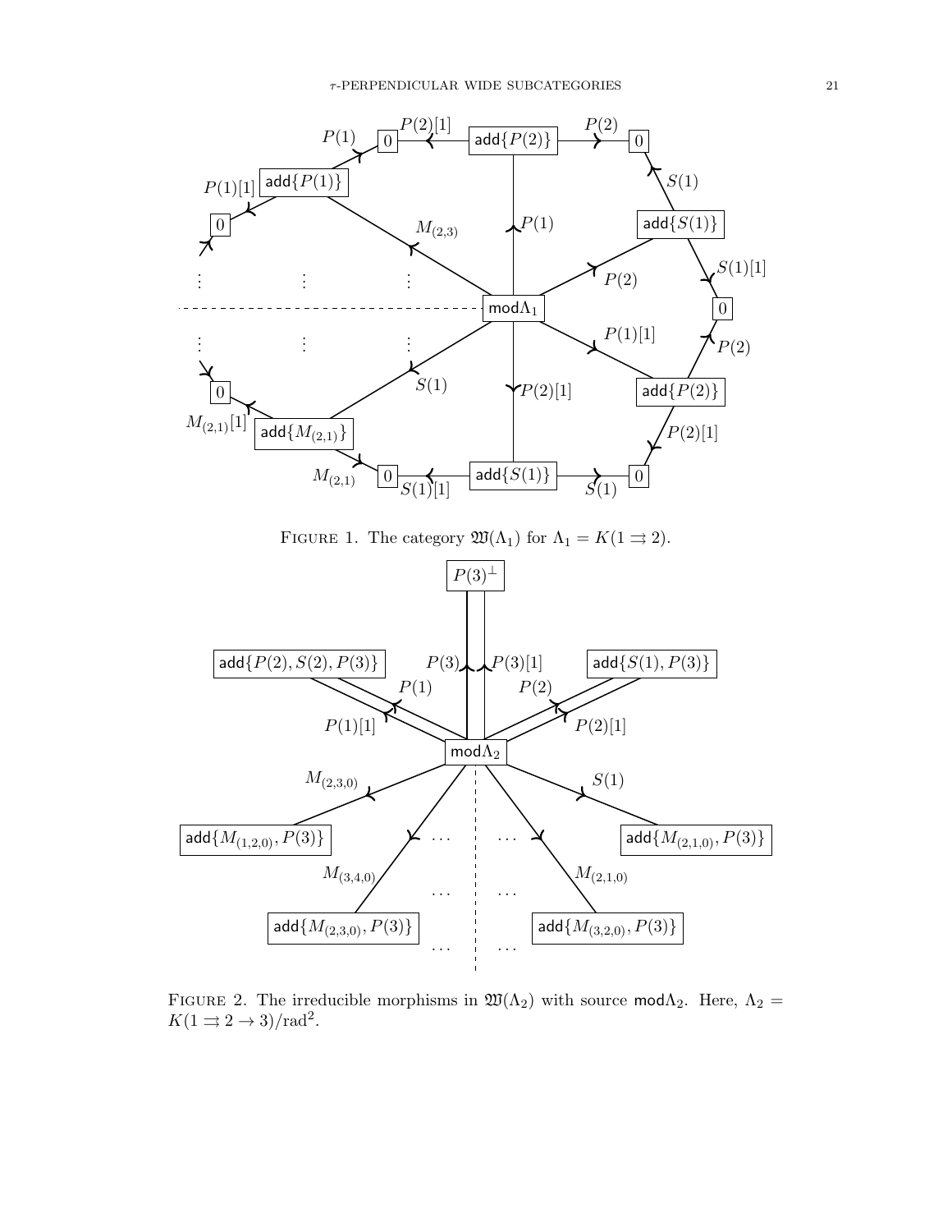FIGURE 1. The category $\mathfrak{W}(\Lambda_1)$ for $\Lambda_1 = K(1 \rightrightarrows 2)$.

FIGURE 2. The irreducible morphisms in $\mathfrak{W}(\Lambda_2)$ with source $\mathsf{mod}\Lambda_2$. Here, $\Lambda_2 = K(1 \rightrightarrows 2 \to 3)/\mathrm{rad}^2$.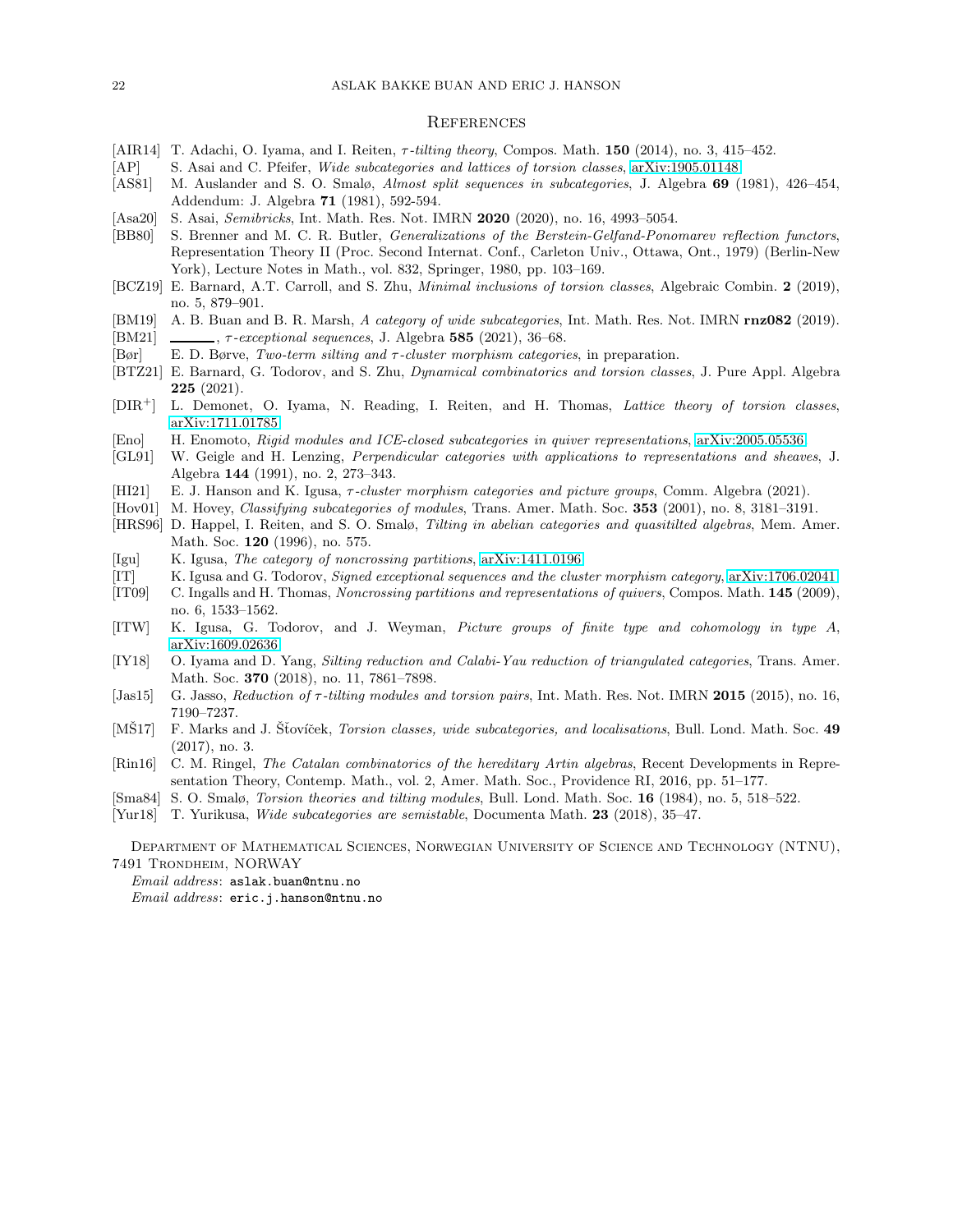## References

[AIR14] T. Adachi, O. Iyama, and I. Reiten, *$\tau$-tilting theory*, Compos. Math. **150** (2014), no. 3, 415–452.

[AP] S. Asai and C. Pfeifer, *Wide subcategories and lattices of torsion classes*, arXiv:1905.01148.

[AS81] M. Auslander and S. O. Smalø, *Almost split sequences in subcategories*, J. Algebra **69** (1981), 426–454, Addendum: J. Algebra **71** (1981), 592-594.

[Asa20] S. Asai, *Semibricks*, Int. Math. Res. Not. IMRN **2020** (2020), no. 16, 4993–5054.

[BB80] S. Brenner and M. C. R. Butler, *Generalizations of the Berstein-Gelfand-Ponomarev reflection functors*, Representation Theory II (Proc. Second Internat. Conf., Carleton Univ., Ottawa, Ont., 1979) (Berlin-New York), Lecture Notes in Math., vol. 832, Springer, 1980, pp. 103–169.

[BCZ19] E. Barnard, A.T. Carroll, and S. Zhu, *Minimal inclusions of torsion classes*, Algebraic Combin. **2** (2019), no. 5, 879–901.

[BM19] A. B. Buan and B. R. Marsh, *A category of wide subcategories*, Int. Math. Res. Not. IMRN **rnz082** (2019).

[BM21] ______, *$\tau$-exceptional sequences*, J. Algebra **585** (2021), 36–68.

[Bør] E. D. Børve, *Two-term silting and $\tau$-cluster morphism categories*, in preparation.

[BTZ21] E. Barnard, G. Todorov, and S. Zhu, *Dynamical combinatorics and torsion classes*, J. Pure Appl. Algebra **225** (2021).

[DIR$^+$] L. Demonet, O. Iyama, N. Reading, I. Reiten, and H. Thomas, *Lattice theory of torsion classes*, arXiv:1711.01785.

[Eno] H. Enomoto, *Rigid modules and ICE-closed subcategories in quiver representations*, arXiv:2005.05536.

[GL91] W. Geigle and H. Lenzing, *Perpendicular categories with applications to representations and sheaves*, J. Algebra **144** (1991), no. 2, 273–343.

[HI21] E. J. Hanson and K. Igusa, *$\tau$-cluster morphism categories and picture groups*, Comm. Algebra (2021).

[Hov01] M. Hovey, *Classifying subcategories of modules*, Trans. Amer. Math. Soc. **353** (2001), no. 8, 3181–3191.

[HRS96] D. Happel, I. Reiten, and S. O. Smalø, *Tilting in abelian categories and quasitilted algebras*, Mem. Amer. Math. Soc. **120** (1996), no. 575.

[Igu] K. Igusa, *The category of noncrossing partitions*, arXiv:1411.0196.

[IT] K. Igusa and G. Todorov, *Signed exceptional sequences and the cluster morphism category*, arXiv:1706.02041.

[IT09] C. Ingalls and H. Thomas, *Noncrossing partitions and representations of quivers*, Compos. Math. **145** (2009), no. 6, 1533–1562.

[ITW] K. Igusa, G. Todorov, and J. Weyman, *Picture groups of finite type and cohomology in type A*, arXiv:1609.02636.

[IY18] O. Iyama and D. Yang, *Silting reduction and Calabi-Yau reduction of triangulated categories*, Trans. Amer. Math. Soc. **370** (2018), no. 11, 7861–7898.

[Jas15] G. Jasso, *Reduction of $\tau$-tilting modules and torsion pairs*, Int. Math. Res. Not. IMRN **2015** (2015), no. 16, 7190–7237.

[MŠ17] F. Marks and J. Šťovíček, *Torsion classes, wide subcategories, and localisations*, Bull. Lond. Math. Soc. **49** (2017), no. 3.

[Rin16] C. M. Ringel, *The Catalan combinatorics of the hereditary Artin algebras*, Recent Developments in Representation Theory, Contemp. Math., vol. 2, Amer. Math. Soc., Providence RI, 2016, pp. 51–177.

[Sma84] S. O. Smalø, *Torsion theories and tilting modules*, Bull. Lond. Math. Soc. **16** (1984), no. 5, 518–522.

[Yur18] T. Yurikusa, *Wide subcategories are semistable*, Documenta Math. **23** (2018), 35–47.

Department of Mathematical Sciences, Norwegian University of Science and Technology (NTNU), 7491 Trondheim, NORWAY

*Email address*: aslak.buan@ntnu.no

*Email address*: eric.j.hanson@ntnu.no